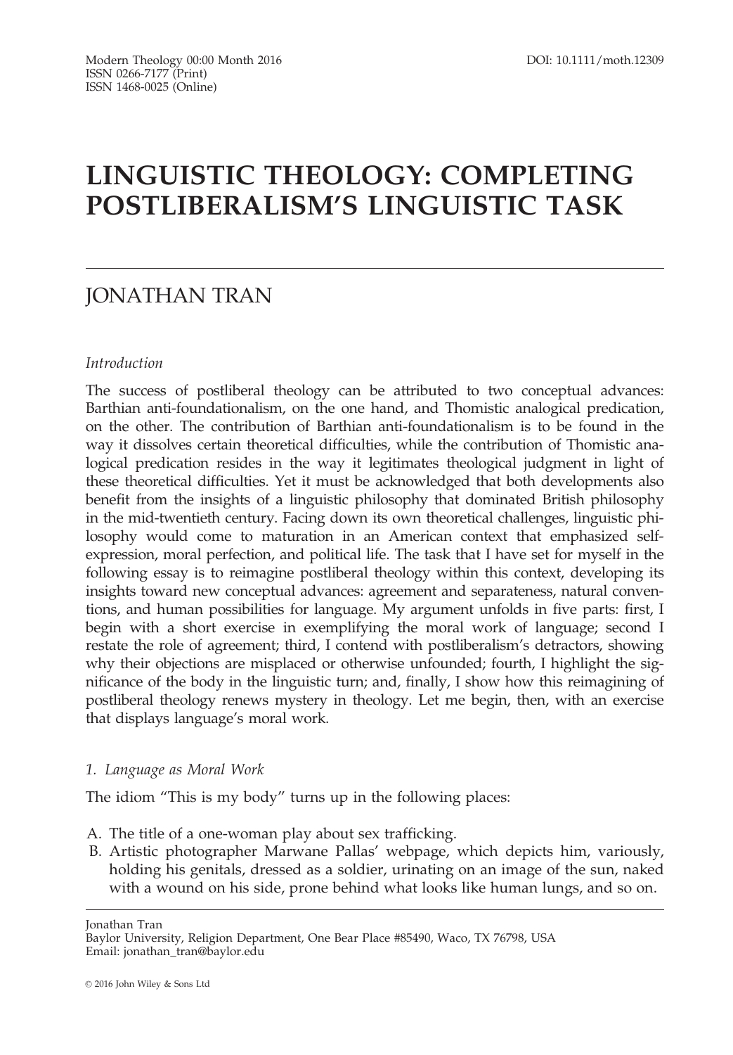# LINGUISTIC THEOLOGY: COMPLETING POSTLIBERALISM'S LINGUISTIC TASK

## JONATHAN TRAN

*Introduction*

The success of postliberal theology can be attributed to two conceptual advances: Barthian anti-foundationalism, on the one hand, and Thomistic analogical predication, on the other. The contribution of Barthian anti-foundationalism is to be found in the way it dissolves certain theoretical difficulties, while the contribution of Thomistic analogical predication resides in the way it legitimates theological judgment in light of these theoretical difficulties. Yet it must be acknowledged that both developments also benefit from the insights of a linguistic philosophy that dominated British philosophy in the mid-twentieth century. Facing down its own theoretical challenges, linguistic philosophy would come to maturation in an American context that emphasized self-expression, moral perfection, and political life. The task that I have set for myself in the following essay is to reimagine postliberal theology within this context, developing its insights toward new conceptual advances: agreement and separateness, natural conventions, and human possibilities for language. My argument unfolds in five parts: first, I begin with a short exercise in exemplifying the moral work of language; second I restate the role of agreement; third, I contend with postliberalism's detractors, showing why their objections are misplaced or otherwise unfounded; fourth, I highlight the significance of the body in the linguistic turn; and, finally, I show how this reimagining of postliberal theology renews mystery in theology. Let me begin, then, with an exercise that displays language's moral work.

*1. Language as Moral Work*

The idiom "This is my body" turns up in the following places:

A. The title of a one-woman play about sex trafficking.
B. Artistic photographer Marwane Pallas' webpage, which depicts him, variously, holding his genitals, dressed as a soldier, urinating on an image of the sun, naked with a wound on his side, prone behind what looks like human lungs, and so on.

Jonathan Tran
Baylor University, Religion Department, One Bear Place #85490, Waco, TX 76798, USA
Email: jonathan_tran@baylor.edu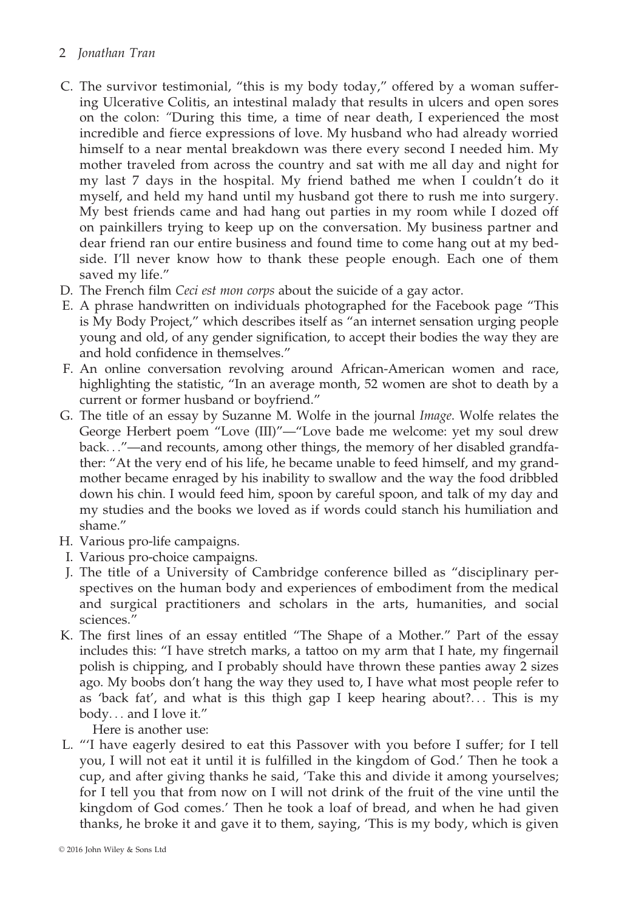C. The survivor testimonial, "this is my body today," offered by a woman suffering Ulcerative Colitis, an intestinal malady that results in ulcers and open sores on the colon: "During this time, a time of near death, I experienced the most incredible and fierce expressions of love. My husband who had already worried himself to a near mental breakdown was there every second I needed him. My mother traveled from across the country and sat with me all day and night for my last 7 days in the hospital. My friend bathed me when I couldn't do it myself, and held my hand until my husband got there to rush me into surgery. My best friends came and had hang out parties in my room while I dozed off on painkillers trying to keep up on the conversation. My business partner and dear friend ran our entire business and found time to come hang out at my bedside. I'll never know how to thank these people enough. Each one of them saved my life."

D. The French film *Ceci est mon corps* about the suicide of a gay actor.

E. A phrase handwritten on individuals photographed for the Facebook page "This is My Body Project," which describes itself as "an internet sensation urging people young and old, of any gender signification, to accept their bodies the way they are and hold confidence in themselves."

F. An online conversation revolving around African-American women and race, highlighting the statistic, "In an average month, 52 women are shot to death by a current or former husband or boyfriend."

G. The title of an essay by Suzanne M. Wolfe in the journal *Image*. Wolfe relates the George Herbert poem "Love (III)"—"Love bade me welcome: yet my soul drew back…"—and recounts, among other things, the memory of her disabled grandfather: "At the very end of his life, he became unable to feed himself, and my grandmother became enraged by his inability to swallow and the way the food dribbled down his chin. I would feed him, spoon by careful spoon, and talk of my day and my studies and the books we loved as if words could stanch his humiliation and shame."

H. Various pro-life campaigns.

I. Various pro-choice campaigns.

J. The title of a University of Cambridge conference billed as "disciplinary perspectives on the human body and experiences of embodiment from the medical and surgical practitioners and scholars in the arts, humanities, and social sciences."

K. The first lines of an essay entitled "The Shape of a Mother." Part of the essay includes this: "I have stretch marks, a tattoo on my arm that I hate, my fingernail polish is chipping, and I probably should have thrown these panties away 2 sizes ago. My boobs don't hang the way they used to, I have what most people refer to as 'back fat', and what is this thigh gap I keep hearing about?… This is my body… and I love it."

Here is another use:

L. "'I have eagerly desired to eat this Passover with you before I suffer; for I tell you, I will not eat it until it is fulfilled in the kingdom of God.' Then he took a cup, and after giving thanks he said, 'Take this and divide it among yourselves; for I tell you that from now on I will not drink of the fruit of the vine until the kingdom of God comes.' Then he took a loaf of bread, and when he had given thanks, he broke it and gave it to them, saying, 'This is my body, which is given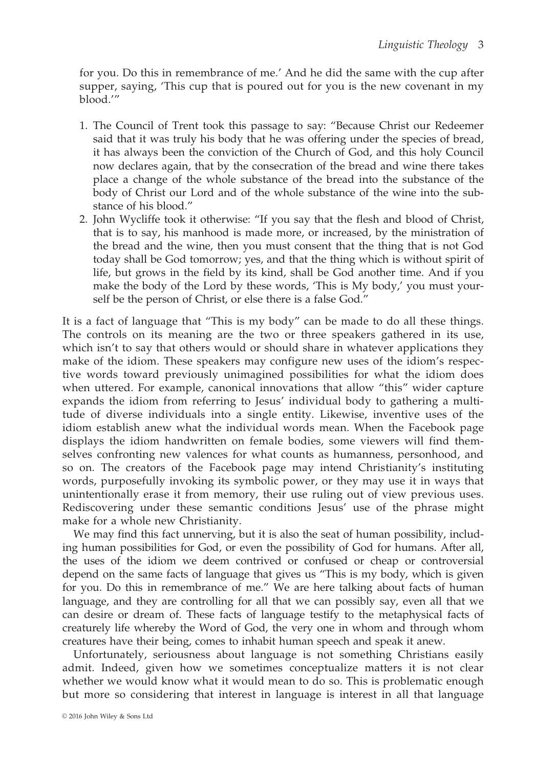for you. Do this in remembrance of me.' And he did the same with the cup after supper, saying, 'This cup that is poured out for you is the new covenant in my blood.'"

1. The Council of Trent took this passage to say: "Because Christ our Redeemer said that it was truly his body that he was offering under the species of bread, it has always been the conviction of the Church of God, and this holy Council now declares again, that by the consecration of the bread and wine there takes place a change of the whole substance of the bread into the substance of the body of Christ our Lord and of the whole substance of the wine into the substance of his blood."
2. John Wycliffe took it otherwise: "If you say that the flesh and blood of Christ, that is to say, his manhood is made more, or increased, by the ministration of the bread and the wine, then you must consent that the thing that is not God today shall be God tomorrow; yes, and that the thing which is without spirit of life, but grows in the field by its kind, shall be God another time. And if you make the body of the Lord by these words, 'This is My body,' you must yourself be the person of Christ, or else there is a false God."

It is a fact of language that "This is my body" can be made to do all these things. The controls on its meaning are the two or three speakers gathered in its use, which isn't to say that others would or should share in whatever applications they make of the idiom. These speakers may configure new uses of the idiom's respective words toward previously unimagined possibilities for what the idiom does when uttered. For example, canonical innovations that allow "this" wider capture expands the idiom from referring to Jesus' individual body to gathering a multitude of diverse individuals into a single entity. Likewise, inventive uses of the idiom establish anew what the individual words mean. When the Facebook page displays the idiom handwritten on female bodies, some viewers will find themselves confronting new valences for what counts as humanness, personhood, and so on. The creators of the Facebook page may intend Christianity's instituting words, purposefully invoking its symbolic power, or they may use it in ways that unintentionally erase it from memory, their use ruling out of view previous uses. Rediscovering under these semantic conditions Jesus' use of the phrase might make for a whole new Christianity.

We may find this fact unnerving, but it is also the seat of human possibility, including human possibilities for God, or even the possibility of God for humans. After all, the uses of the idiom we deem contrived or confused or cheap or controversial depend on the same facts of language that gives us "This is my body, which is given for you. Do this in remembrance of me." We are here talking about facts of human language, and they are controlling for all that we can possibly say, even all that we can desire or dream of. These facts of language testify to the metaphysical facts of creaturely life whereby the Word of God, the very one in whom and through whom creatures have their being, comes to inhabit human speech and speak it anew.

Unfortunately, seriousness about language is not something Christians easily admit. Indeed, given how we sometimes conceptualize matters it is not clear whether we would know what it would mean to do so. This is problematic enough but more so considering that interest in language is interest in all that language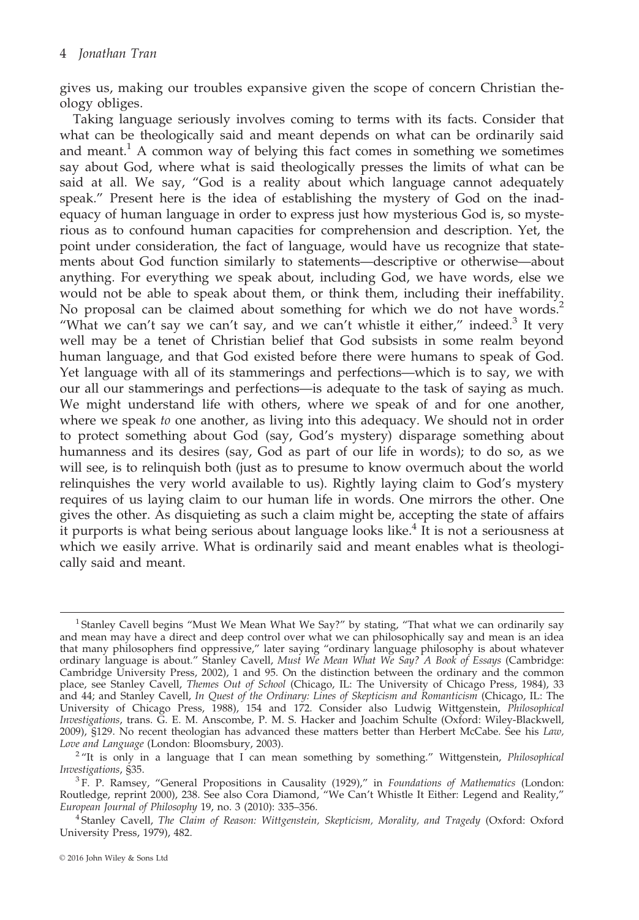gives us, making our troubles expansive given the scope of concern Christian theology obliges.

Taking language seriously involves coming to terms with its facts. Consider that what can be theologically said and meant depends on what can be ordinarily said and meant.[1] A common way of belying this fact comes in something we sometimes say about God, where what is said theologically presses the limits of what can be said at all. We say, "God is a reality about which language cannot adequately speak." Present here is the idea of establishing the mystery of God on the inadequacy of human language in order to express just how mysterious God is, so mysterious as to confound human capacities for comprehension and description. Yet, the point under consideration, the fact of language, would have us recognize that statements about God function similarly to statements—descriptive or otherwise—about anything. For everything we speak about, including God, we have words, else we would not be able to speak about them, or think them, including their ineffability. No proposal can be claimed about something for which we do not have words.[2] "What we can't say we can't say, and we can't whistle it either," indeed.[3] It very well may be a tenet of Christian belief that God subsists in some realm beyond human language, and that God existed before there were humans to speak of God. Yet language with all of its stammerings and perfections—which is to say, we with our all our stammerings and perfections—is adequate to the task of saying as much. We might understand life with others, where we speak of and for one another, where we speak *to* one another, as living into this adequacy. We should not in order to protect something about God (say, God's mystery) disparage something about humanness and its desires (say, God as part of our life in words); to do so, as we will see, is to relinquish both (just as to presume to know overmuch about the world relinquishes the very world available to us). Rightly laying claim to God's mystery requires of us laying claim to our human life in words. One mirrors the other. One gives the other. As disquieting as such a claim might be, accepting the state of affairs it purports is what being serious about language looks like.[4] It is not a seriousness at which we easily arrive. What is ordinarily said and meant enables what is theologically said and meant.

---

[1] Stanley Cavell begins "Must We Mean What We Say?" by stating, "That what we can ordinarily say and mean may have a direct and deep control over what we can philosophically say and mean is an idea that many philosophers find oppressive," later saying "ordinary language philosophy is about whatever ordinary language is about." Stanley Cavell, *Must We Mean What We Say? A Book of Essays* (Cambridge: Cambridge University Press, 2002), 1 and 95. On the distinction between the ordinary and the common place, see Stanley Cavell, *Themes Out of School* (Chicago, IL: The University of Chicago Press, 1984), 33 and 44; and Stanley Cavell, *In Quest of the Ordinary: Lines of Skepticism and Romanticism* (Chicago, IL: The University of Chicago Press, 1988), 154 and 172. Consider also Ludwig Wittgenstein, *Philosophical Investigations*, trans. G. E. M. Anscombe, P. M. S. Hacker and Joachim Schulte (Oxford: Wiley-Blackwell, 2009), §129. No recent theologian has advanced these matters better than Herbert McCabe. See his *Law, Love and Language* (London: Bloomsbury, 2003).

[2] "It is only in a language that I can mean something by something." Wittgenstein, *Philosophical Investigations*, §35.

[3] F. P. Ramsey, "General Propositions in Causality (1929)," in *Foundations of Mathematics* (London: Routledge, reprint 2000), 238. See also Cora Diamond, "We Can't Whistle It Either: Legend and Reality," *European Journal of Philosophy* 19, no. 3 (2010): 335–356.

[4] Stanley Cavell, *The Claim of Reason: Wittgenstein, Skepticism, Morality, and Tragedy* (Oxford: Oxford University Press, 1979), 482.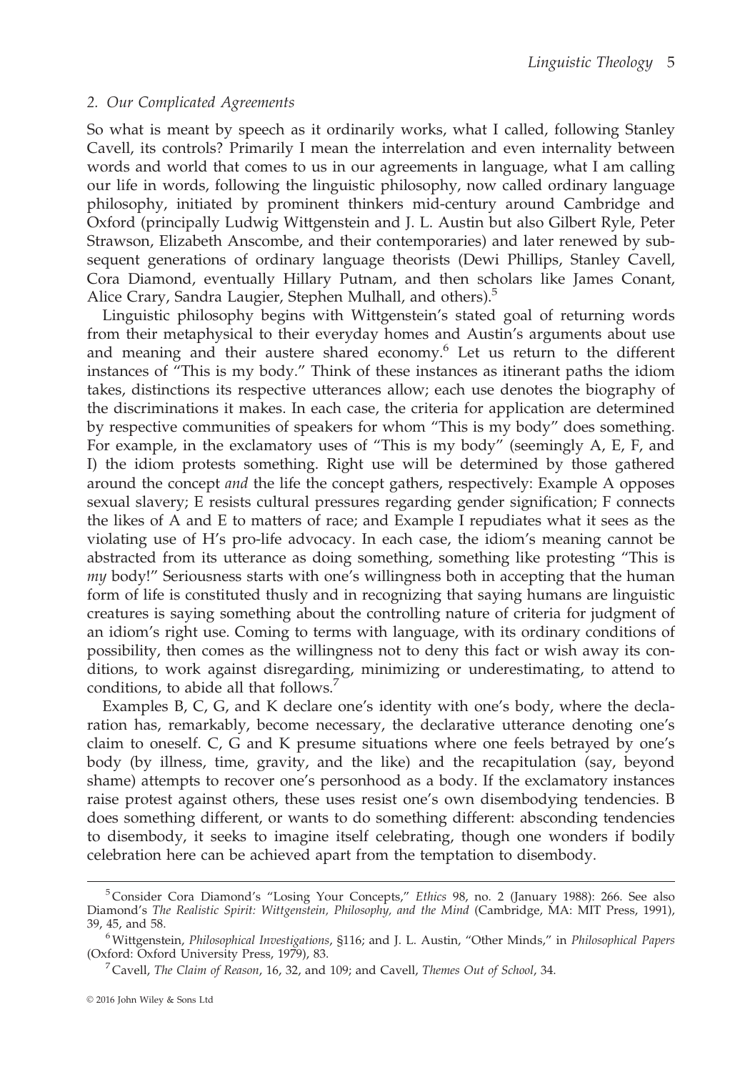## 2. Our Complicated Agreements

So what is meant by speech as it ordinarily works, what I called, following Stanley Cavell, its controls? Primarily I mean the interrelation and even internality between words and world that comes to us in our agreements in language, what I am calling our life in words, following the linguistic philosophy, now called ordinary language philosophy, initiated by prominent thinkers mid-century around Cambridge and Oxford (principally Ludwig Wittgenstein and J. L. Austin but also Gilbert Ryle, Peter Strawson, Elizabeth Anscombe, and their contemporaries) and later renewed by subsequent generations of ordinary language theorists (Dewi Phillips, Stanley Cavell, Cora Diamond, eventually Hillary Putnam, and then scholars like James Conant, Alice Crary, Sandra Laugier, Stephen Mulhall, and others).[5]

Linguistic philosophy begins with Wittgenstein's stated goal of returning words from their metaphysical to their everyday homes and Austin's arguments about use and meaning and their austere shared economy.[6] Let us return to the different instances of "This is my body." Think of these instances as itinerant paths the idiom takes, distinctions its respective utterances allow; each use denotes the biography of the discriminations it makes. In each case, the criteria for application are determined by respective communities of speakers for whom "This is my body" does something. For example, in the exclamatory uses of "This is my body" (seemingly A, E, F, and I) the idiom protests something. Right use will be determined by those gathered around the concept *and* the life the concept gathers, respectively: Example A opposes sexual slavery; E resists cultural pressures regarding gender signification; F connects the likes of A and E to matters of race; and Example I repudiates what it sees as the violating use of H's pro-life advocacy. In each case, the idiom's meaning cannot be abstracted from its utterance as doing something, something like protesting "This is *my* body!" Seriousness starts with one's willingness both in accepting that the human form of life is constituted thusly and in recognizing that saying humans are linguistic creatures is saying something about the controlling nature of criteria for judgment of an idiom's right use. Coming to terms with language, with its ordinary conditions of possibility, then comes as the willingness not to deny this fact or wish away its conditions, to work against disregarding, minimizing or underestimating, to attend to conditions, to abide all that follows.[7]

Examples B, C, G, and K declare one's identity with one's body, where the declaration has, remarkably, become necessary, the declarative utterance denoting one's claim to oneself. C, G and K presume situations where one feels betrayed by one's body (by illness, time, gravity, and the like) and the recapitulation (say, beyond shame) attempts to recover one's personhood as a body. If the exclamatory instances raise protest against others, these uses resist one's own disembodying tendencies. B does something different, or wants to do something different: absconding tendencies to disembody, it seeks to imagine itself celebrating, though one wonders if bodily celebration here can be achieved apart from the temptation to disembody.

---

[5] Consider Cora Diamond's "Losing Your Concepts," *Ethics* 98, no. 2 (January 1988): 266. See also Diamond's *The Realistic Spirit: Wittgenstein, Philosophy, and the Mind* (Cambridge, MA: MIT Press, 1991), 39, 45, and 58.

[6] Wittgenstein, *Philosophical Investigations*, §116; and J. L. Austin, "Other Minds," in *Philosophical Papers* (Oxford: Oxford University Press, 1979), 83.

[7] Cavell, *The Claim of Reason*, 16, 32, and 109; and Cavell, *Themes Out of School*, 34.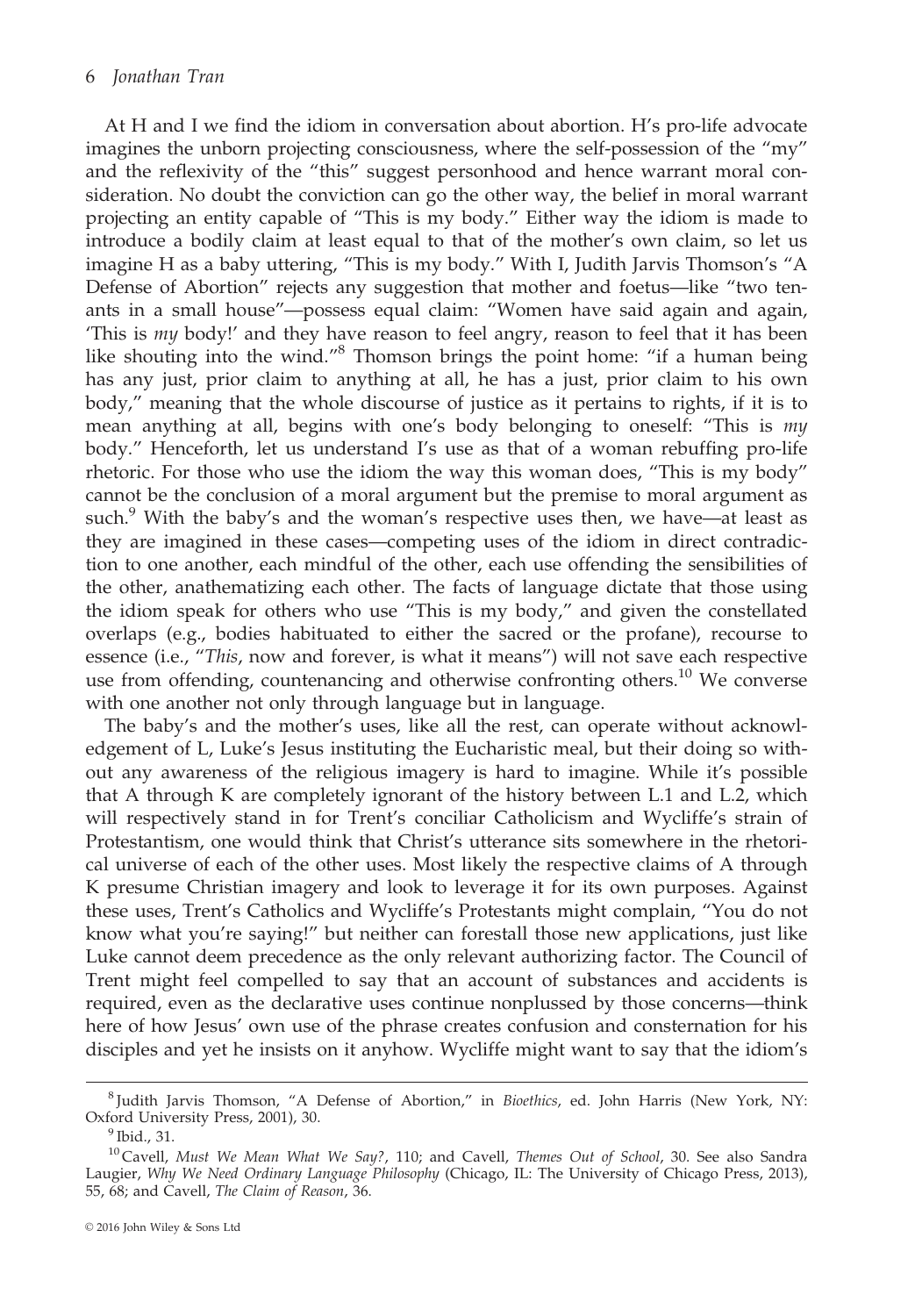At H and I we find the idiom in conversation about abortion. H's pro-life advocate imagines the unborn projecting consciousness, where the self-possession of the "my" and the reflexivity of the "this" suggest personhood and hence warrant moral consideration. No doubt the conviction can go the other way, the belief in moral warrant projecting an entity capable of "This is my body." Either way the idiom is made to introduce a bodily claim at least equal to that of the mother's own claim, so let us imagine H as a baby uttering, "This is my body." With I, Judith Jarvis Thomson's "A Defense of Abortion" rejects any suggestion that mother and foetus—like "two tenants in a small house"—possess equal claim: "Women have said again and again, 'This is *my* body!' and they have reason to feel angry, reason to feel that it has been like shouting into the wind."[8] Thomson brings the point home: "if a human being has any just, prior claim to anything at all, he has a just, prior claim to his own body," meaning that the whole discourse of justice as it pertains to rights, if it is to mean anything at all, begins with one's body belonging to oneself: "This is *my* body." Henceforth, let us understand I's use as that of a woman rebuffing pro-life rhetoric. For those who use the idiom the way this woman does, "This is my body" cannot be the conclusion of a moral argument but the premise to moral argument as such.[9] With the baby's and the woman's respective uses then, we have—at least as they are imagined in these cases—competing uses of the idiom in direct contradiction to one another, each mindful of the other, each use offending the sensibilities of the other, anathematizing each other. The facts of language dictate that those using the idiom speak for others who use "This is my body," and given the constellated overlaps (e.g., bodies habituated to either the sacred or the profane), recourse to essence (i.e., "*This*, now and forever, is what it means") will not save each respective use from offending, countenancing and otherwise confronting others.[10] We converse with one another not only through language but in language.

The baby's and the mother's uses, like all the rest, can operate without acknowledgement of L, Luke's Jesus instituting the Eucharistic meal, but their doing so without any awareness of the religious imagery is hard to imagine. While it's possible that A through K are completely ignorant of the history between L.1 and L.2, which will respectively stand in for Trent's conciliar Catholicism and Wycliffe's strain of Protestantism, one would think that Christ's utterance sits somewhere in the rhetorical universe of each of the other uses. Most likely the respective claims of A through K presume Christian imagery and look to leverage it for its own purposes. Against these uses, Trent's Catholics and Wycliffe's Protestants might complain, "You do not know what you're saying!" but neither can forestall those new applications, just like Luke cannot deem precedence as the only relevant authorizing factor. The Council of Trent might feel compelled to say that an account of substances and accidents is required, even as the declarative uses continue nonplussed by those concerns—think here of how Jesus' own use of the phrase creates confusion and consternation for his disciples and yet he insists on it anyhow. Wycliffe might want to say that the idiom's

[8] Judith Jarvis Thomson, "A Defense of Abortion," in *Bioethics*, ed. John Harris (New York, NY: Oxford University Press, 2001), 30.

[9] Ibid., 31.

[10] Cavell, *Must We Mean What We Say?*, 110; and Cavell, *Themes Out of School*, 30. See also Sandra Laugier, *Why We Need Ordinary Language Philosophy* (Chicago, IL: The University of Chicago Press, 2013), 55, 68; and Cavell, *The Claim of Reason*, 36.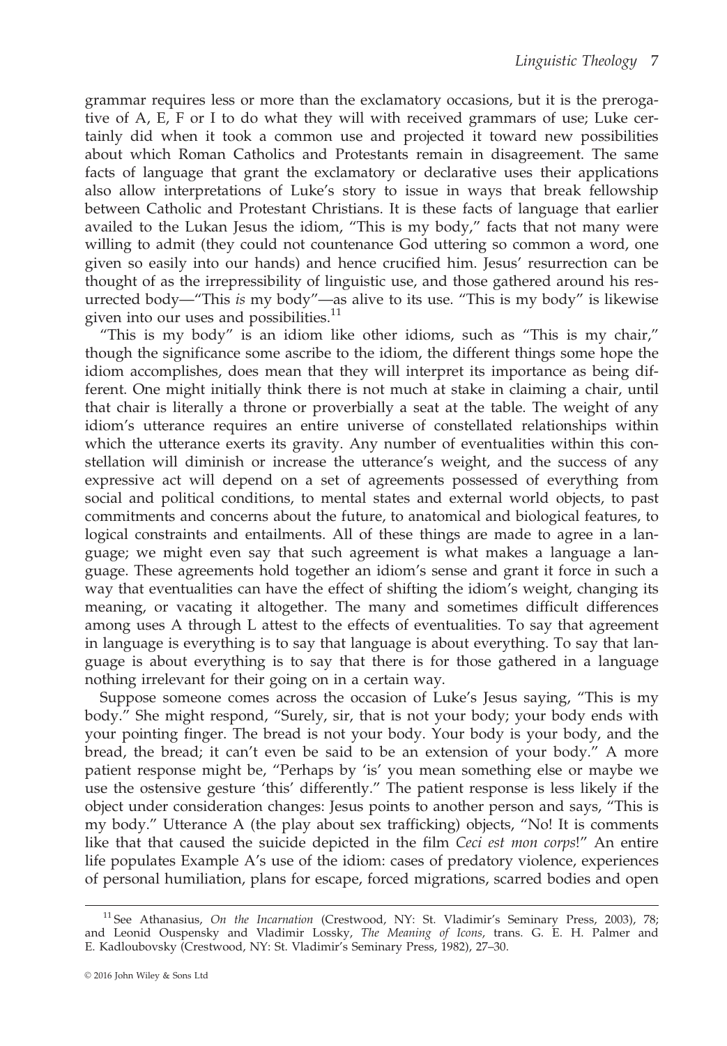grammar requires less or more than the exclamatory occasions, but it is the prerogative of A, E, F or I to do what they will with received grammars of use; Luke certainly did when it took a common use and projected it toward new possibilities about which Roman Catholics and Protestants remain in disagreement. The same facts of language that grant the exclamatory or declarative uses their applications also allow interpretations of Luke's story to issue in ways that break fellowship between Catholic and Protestant Christians. It is these facts of language that earlier availed to the Lukan Jesus the idiom, "This is my body," facts that not many were willing to admit (they could not countenance God uttering so common a word, one given so easily into our hands) and hence crucified him. Jesus' resurrection can be thought of as the irrepressibility of linguistic use, and those gathered around his resurrected body—"This *is* my body"—as alive to its use. "This is my body" is likewise given into our uses and possibilities.[11]

"This is my body" is an idiom like other idioms, such as "This is my chair," though the significance some ascribe to the idiom, the different things some hope the idiom accomplishes, does mean that they will interpret its importance as being different. One might initially think there is not much at stake in claiming a chair, until that chair is literally a throne or proverbially a seat at the table. The weight of any idiom's utterance requires an entire universe of constellated relationships within which the utterance exerts its gravity. Any number of eventualities within this constellation will diminish or increase the utterance's weight, and the success of any expressive act will depend on a set of agreements possessed of everything from social and political conditions, to mental states and external world objects, to past commitments and concerns about the future, to anatomical and biological features, to logical constraints and entailments. All of these things are made to agree in a language; we might even say that such agreement is what makes a language a language. These agreements hold together an idiom's sense and grant it force in such a way that eventualities can have the effect of shifting the idiom's weight, changing its meaning, or vacating it altogether. The many and sometimes difficult differences among uses A through L attest to the effects of eventualities. To say that agreement in language is everything is to say that language is about everything. To say that language is about everything is to say that there is for those gathered in a language nothing irrelevant for their going on in a certain way.

Suppose someone comes across the occasion of Luke's Jesus saying, "This is my body." She might respond, "Surely, sir, that is not your body; your body ends with your pointing finger. The bread is not your body. Your body is your body, and the bread, the bread; it can't even be said to be an extension of your body." A more patient response might be, "Perhaps by 'is' you mean something else or maybe we use the ostensive gesture 'this' differently." The patient response is less likely if the object under consideration changes: Jesus points to another person and says, "This is my body." Utterance A (the play about sex trafficking) objects, "No! It is comments like that that caused the suicide depicted in the film *Ceci est mon corps*!" An entire life populates Example A's use of the idiom: cases of predatory violence, experiences of personal humiliation, plans for escape, forced migrations, scarred bodies and open

[11] See Athanasius, *On the Incarnation* (Crestwood, NY: St. Vladimir's Seminary Press, 2003), 78; and Leonid Ouspensky and Vladimir Lossky, *The Meaning of Icons*, trans. G. E. H. Palmer and E. Kadloubovsky (Crestwood, NY: St. Vladimir's Seminary Press, 1982), 27–30.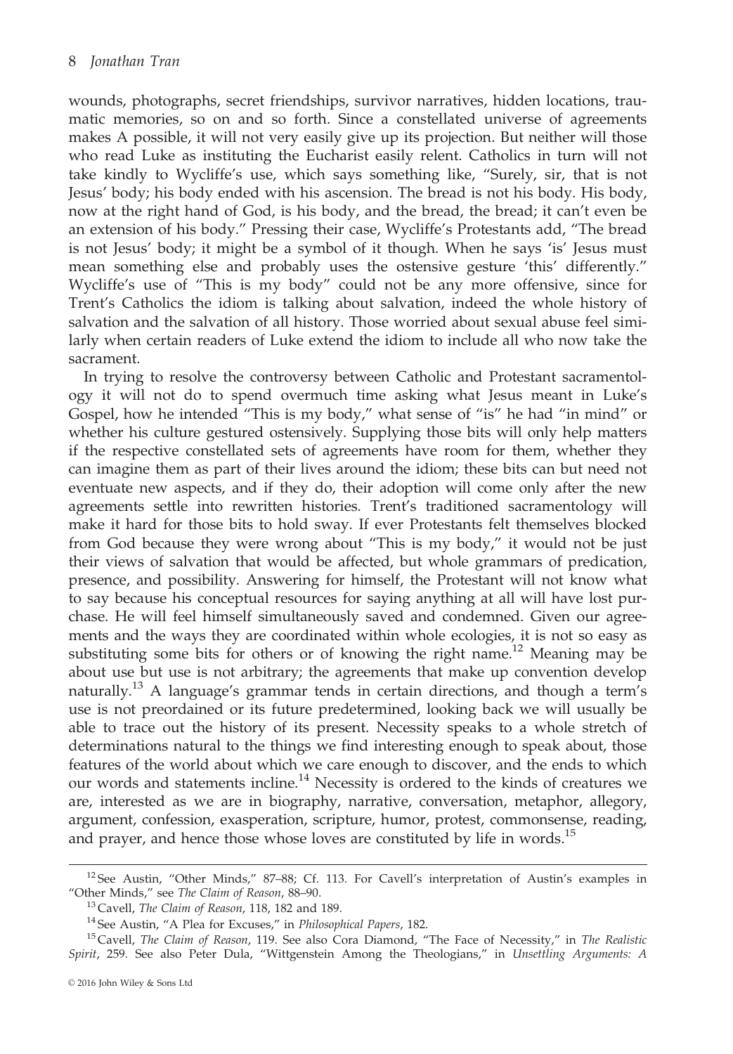wounds, photographs, secret friendships, survivor narratives, hidden locations, traumatic memories, so on and so forth. Since a constellated universe of agreements makes A possible, it will not very easily give up its projection. But neither will those who read Luke as instituting the Eucharist easily relent. Catholics in turn will not take kindly to Wycliffe's use, which says something like, "Surely, sir, that is not Jesus' body; his body ended with his ascension. The bread is not his body. His body, now at the right hand of God, is his body, and the bread, the bread; it can't even be an extension of his body." Pressing their case, Wycliffe's Protestants add, "The bread is not Jesus' body; it might be a symbol of it though. When he says 'is' Jesus must mean something else and probably uses the ostensive gesture 'this' differently." Wycliffe's use of "This is my body" could not be any more offensive, since for Trent's Catholics the idiom is talking about salvation, indeed the whole history of salvation and the salvation of all history. Those worried about sexual abuse feel similarly when certain readers of Luke extend the idiom to include all who now take the sacrament.

In trying to resolve the controversy between Catholic and Protestant sacramentology it will not do to spend overmuch time asking what Jesus meant in Luke's Gospel, how he intended "This is my body," what sense of "is" he had "in mind" or whether his culture gestured ostensively. Supplying those bits will only help matters if the respective constellated sets of agreements have room for them, whether they can imagine them as part of their lives around the idiom; these bits can but need not eventuate new aspects, and if they do, their adoption will come only after the new agreements settle into rewritten histories. Trent's traditioned sacramentology will make it hard for those bits to hold sway. If ever Protestants felt themselves blocked from God because they were wrong about "This is my body," it would not be just their views of salvation that would be affected, but whole grammars of predication, presence, and possibility. Answering for himself, the Protestant will not know what to say because his conceptual resources for saying anything at all will have lost purchase. He will feel himself simultaneously saved and condemned. Given our agreements and the ways they are coordinated within whole ecologies, it is not so easy as substituting some bits for others or of knowing the right name.[12] Meaning may be about use but use is not arbitrary; the agreements that make up convention develop naturally.[13] A language's grammar tends in certain directions, and though a term's use is not preordained or its future predetermined, looking back we will usually be able to trace out the history of its present. Necessity speaks to a whole stretch of determinations natural to the things we find interesting enough to speak about, those features of the world about which we care enough to discover, and the ends to which our words and statements incline.[14] Necessity is ordered to the kinds of creatures we are, interested as we are in biography, narrative, conversation, metaphor, allegory, argument, confession, exasperation, scripture, humor, protest, commonsense, reading, and prayer, and hence those whose loves are constituted by life in words.[15]

---

[12] See Austin, "Other Minds," 87–88; Cf. 113. For Cavell's interpretation of Austin's examples in "Other Minds," see *The Claim of Reason*, 88–90.

[13] Cavell, *The Claim of Reason*, 118, 182 and 189.

[14] See Austin, "A Plea for Excuses," in *Philosophical Papers*, 182.

[15] Cavell, *The Claim of Reason*, 119. See also Cora Diamond, "The Face of Necessity," in *The Realistic Spirit*, 259. See also Peter Dula, "Wittgenstein Among the Theologians," in *Unsettling Arguments: A*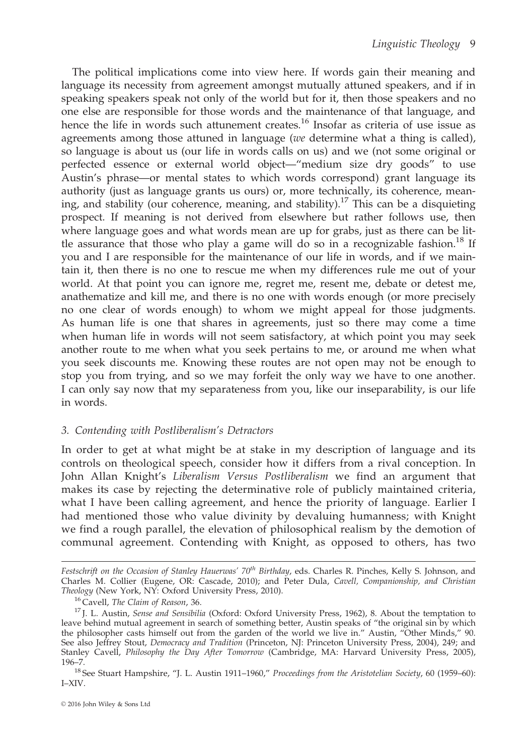The political implications come into view here. If words gain their meaning and language its necessity from agreement amongst mutually attuned speakers, and if in speaking speakers speak not only of the world but for it, then those speakers and no one else are responsible for those words and the maintenance of that language, and hence the life in words such attunement creates.[16] Insofar as criteria of use issue as agreements among those attuned in language (*we* determine what a thing is called), so language is about us (our life in words calls on us) and we (not some original or perfected essence or external world object—"medium size dry goods" to use Austin's phrase—or mental states to which words correspond) grant language its authority (just as language grants us ours) or, more technically, its coherence, meaning, and stability (our coherence, meaning, and stability).[17] This can be a disquieting prospect. If meaning is not derived from elsewhere but rather follows use, then where language goes and what words mean are up for grabs, just as there can be little assurance that those who play a game will do so in a recognizable fashion.[18] If you and I are responsible for the maintenance of our life in words, and if we maintain it, then there is no one to rescue me when my differences rule me out of your world. At that point you can ignore me, regret me, resent me, debate or detest me, anathematize and kill me, and there is no one with words enough (or more precisely no one clear of words enough) to whom we might appeal for those judgments. As human life is one that shares in agreements, just so there may come a time when human life in words will not seem satisfactory, at which point you may seek another route to me when what you seek pertains to me, or around me when what you seek discounts me. Knowing these routes are not open may not be enough to stop you from trying, and so we may forfeit the only way we have to one another. I can only say now that my separateness from you, like our inseparability, is our life in words.

### *3. Contending with Postliberalism's Detractors*

In order to get at what might be at stake in my description of language and its controls on theological speech, consider how it differs from a rival conception. In John Allan Knight's *Liberalism Versus Postliberalism* we find an argument that makes its case by rejecting the determinative role of publicly maintained criteria, what I have been calling agreement, and hence the priority of language. Earlier I had mentioned those who value divinity by devaluing humanness; with Knight we find a rough parallel, the elevation of philosophical realism by the demotion of communal agreement. Contending with Knight, as opposed to others, has two

---

*Festschrift on the Occasion of Stanley Hauerwas' 70th Birthday*, eds. Charles R. Pinches, Kelly S. Johnson, and Charles M. Collier (Eugene, OR: Cascade, 2010); and Peter Dula, *Cavell, Companionship, and Christian Theology* (New York, NY: Oxford University Press, 2010).

[16] Cavell, *The Claim of Reason*, 36.

[17] J. L. Austin, *Sense and Sensibilia* (Oxford: Oxford University Press, 1962), 8. About the temptation to leave behind mutual agreement in search of something better, Austin speaks of "the original sin by which the philosopher casts himself out from the garden of the world we live in." Austin, "Other Minds," 90. See also Jeffrey Stout, *Democracy and Tradition* (Princeton, NJ: Princeton University Press, 2004), 249; and Stanley Cavell, *Philosophy the Day After Tomorrow* (Cambridge, MA: Harvard University Press, 2005), 196–7.

[18] See Stuart Hampshire, "J. L. Austin 1911–1960," *Proceedings from the Aristotelian Society*, 60 (1959–60): I–XIV.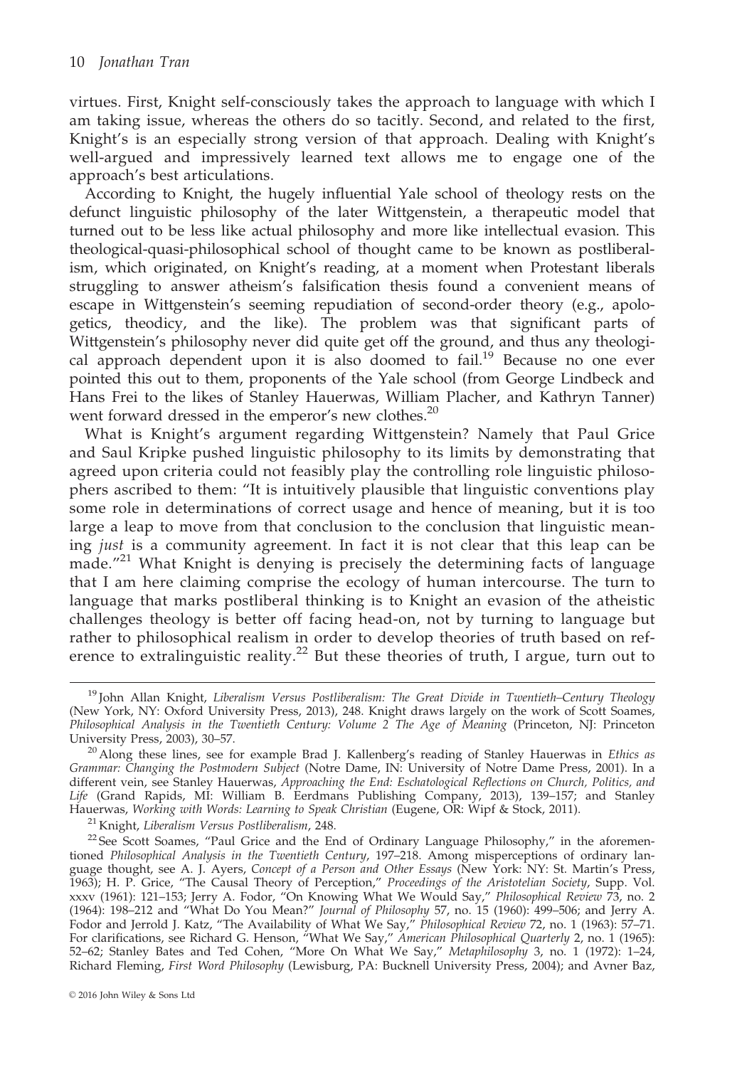virtues. First, Knight self-consciously takes the approach to language with which I am taking issue, whereas the others do so tacitly. Second, and related to the first, Knight's is an especially strong version of that approach. Dealing with Knight's well-argued and impressively learned text allows me to engage one of the approach's best articulations.

According to Knight, the hugely influential Yale school of theology rests on the defunct linguistic philosophy of the later Wittgenstein, a therapeutic model that turned out to be less like actual philosophy and more like intellectual evasion. This theological-quasi-philosophical school of thought came to be known as postliberalism, which originated, on Knight's reading, at a moment when Protestant liberals struggling to answer atheism's falsification thesis found a convenient means of escape in Wittgenstein's seeming repudiation of second-order theory (e.g., apologetics, theodicy, and the like). The problem was that significant parts of Wittgenstein's philosophy never did quite get off the ground, and thus any theological approach dependent upon it is also doomed to fail.[19] Because no one ever pointed this out to them, proponents of the Yale school (from George Lindbeck and Hans Frei to the likes of Stanley Hauerwas, William Placher, and Kathryn Tanner) went forward dressed in the emperor's new clothes.[20]

What is Knight's argument regarding Wittgenstein? Namely that Paul Grice and Saul Kripke pushed linguistic philosophy to its limits by demonstrating that agreed upon criteria could not feasibly play the controlling role linguistic philosophers ascribed to them: "It is intuitively plausible that linguistic conventions play some role in determinations of correct usage and hence of meaning, but it is too large a leap to move from that conclusion to the conclusion that linguistic meaning *just* is a community agreement. In fact it is not clear that this leap can be made."[21] What Knight is denying is precisely the determining facts of language that I am here claiming comprise the ecology of human intercourse. The turn to language that marks postliberal thinking is to Knight an evasion of the atheistic challenges theology is better off facing head-on, not by turning to language but rather to philosophical realism in order to develop theories of truth based on reference to extralinguistic reality.[22] But these theories of truth, I argue, turn out to

---

[19] John Allan Knight, *Liberalism Versus Postliberalism: The Great Divide in Twentieth–Century Theology* (New York, NY: Oxford University Press, 2013), 248. Knight draws largely on the work of Scott Soames, *Philosophical Analysis in the Twentieth Century: Volume 2 The Age of Meaning* (Princeton, NJ: Princeton University Press, 2003), 30–57.

[20] Along these lines, see for example Brad J. Kallenberg's reading of Stanley Hauerwas in *Ethics as Grammar: Changing the Postmodern Subject* (Notre Dame, IN: University of Notre Dame Press, 2001). In a different vein, see Stanley Hauerwas, *Approaching the End: Eschatological Reflections on Church, Politics, and Life* (Grand Rapids, MI: William B. Eerdmans Publishing Company, 2013), 139–157; and Stanley Hauerwas, *Working with Words: Learning to Speak Christian* (Eugene, OR: Wipf & Stock, 2011).

[21] Knight, *Liberalism Versus Postliberalism*, 248.

[22] See Scott Soames, "Paul Grice and the End of Ordinary Language Philosophy," in the aforementioned *Philosophical Analysis in the Twentieth Century*, 197–218. Among misperceptions of ordinary language thought, see A. J. Ayers, *Concept of a Person and Other Essays* (New York: NY: St. Martin's Press, 1963); H. P. Grice, "The Causal Theory of Perception," *Proceedings of the Aristotelian Society*, Supp. Vol. xxxv (1961): 121–153; Jerry A. Fodor, "On Knowing What We Would Say," *Philosophical Review* 73, no. 2 (1964): 198–212 and "What Do You Mean?" *Journal of Philosophy* 57, no. 15 (1960): 499–506; and Jerry A. Fodor and Jerrold J. Katz, "The Availability of What We Say," *Philosophical Review* 72, no. 1 (1963): 57–71. For clarifications, see Richard G. Henson, "What We Say," *American Philosophical Quarterly* 2, no. 1 (1965): 52–62; Stanley Bates and Ted Cohen, "More On What We Say," *Metaphilosophy* 3, no. 1 (1972): 1–24, Richard Fleming, *First Word Philosophy* (Lewisburg, PA: Bucknell University Press, 2004); and Avner Baz,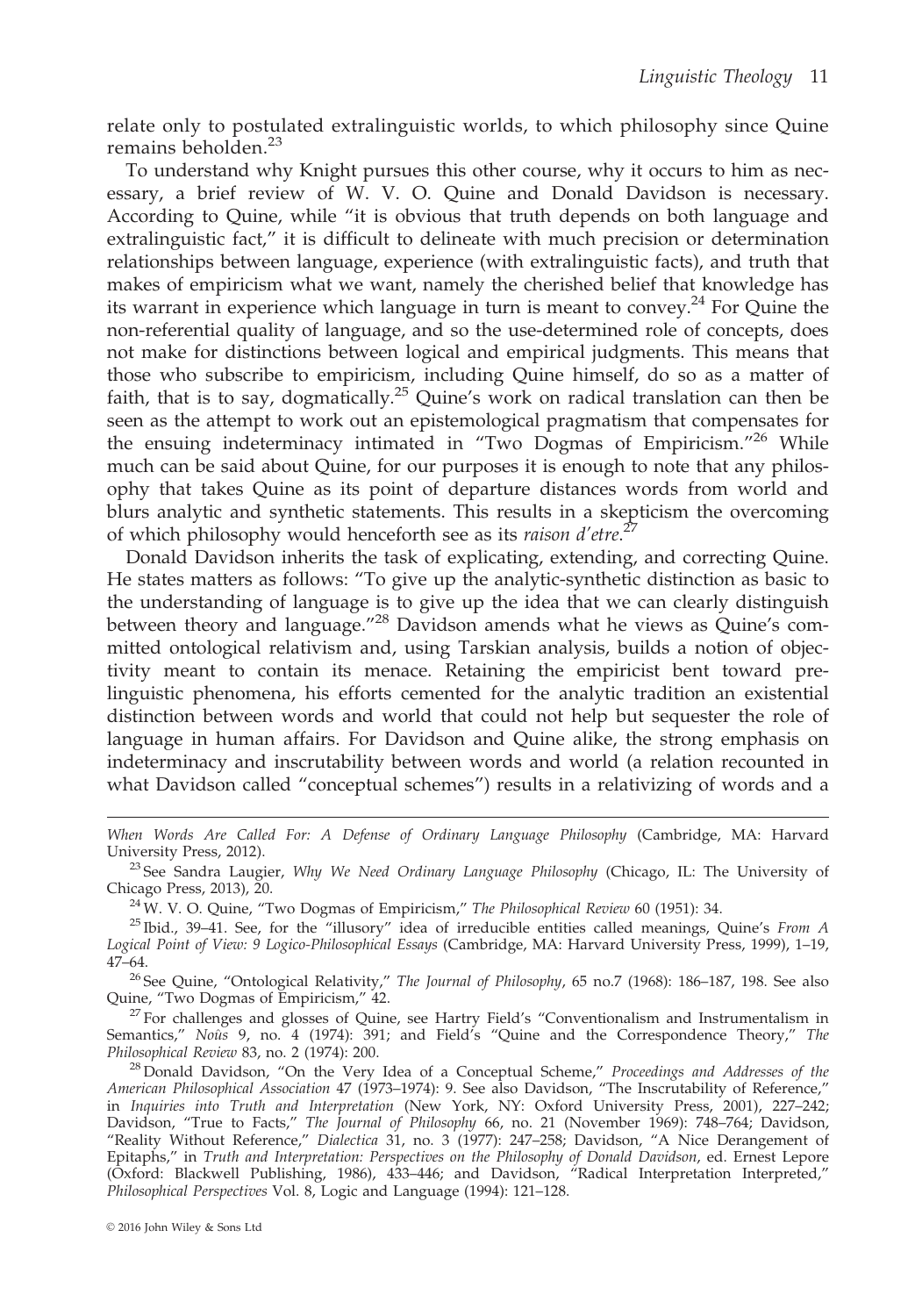relate only to postulated extralinguistic worlds, to which philosophy since Quine remains beholden.[23]

To understand why Knight pursues this other course, why it occurs to him as necessary, a brief review of W. V. O. Quine and Donald Davidson is necessary. According to Quine, while "it is obvious that truth depends on both language and extralinguistic fact," it is difficult to delineate with much precision or determination relationships between language, experience (with extralinguistic facts), and truth that makes of empiricism what we want, namely the cherished belief that knowledge has its warrant in experience which language in turn is meant to convey.[24] For Quine the non-referential quality of language, and so the use-determined role of concepts, does not make for distinctions between logical and empirical judgments. This means that those who subscribe to empiricism, including Quine himself, do so as a matter of faith, that is to say, dogmatically.[25] Quine's work on radical translation can then be seen as the attempt to work out an epistemological pragmatism that compensates for the ensuing indeterminacy intimated in "Two Dogmas of Empiricism."[26] While much can be said about Quine, for our purposes it is enough to note that any philosophy that takes Quine as its point of departure distances words from world and blurs analytic and synthetic statements. This results in a skepticism the overcoming of which philosophy would henceforth see as its *raison d'etre*.[27]

Donald Davidson inherits the task of explicating, extending, and correcting Quine. He states matters as follows: "To give up the analytic-synthetic distinction as basic to the understanding of language is to give up the idea that we can clearly distinguish between theory and language."[28] Davidson amends what he views as Quine's committed ontological relativism and, using Tarskian analysis, builds a notion of objectivity meant to contain its menace. Retaining the empiricist bent toward prelinguistic phenomena, his efforts cemented for the analytic tradition an existential distinction between words and world that could not help but sequester the role of language in human affairs. For Davidson and Quine alike, the strong emphasis on indeterminacy and inscrutability between words and world (a relation recounted in what Davidson called "conceptual schemes") results in a relativizing of words and a

---

*When Words Are Called For: A Defense of Ordinary Language Philosophy* (Cambridge, MA: Harvard University Press, 2012).

[23] See Sandra Laugier, *Why We Need Ordinary Language Philosophy* (Chicago, IL: The University of Chicago Press, 2013), 20.

[24] W. V. O. Quine, "Two Dogmas of Empiricism," *The Philosophical Review* 60 (1951): 34.

[25] Ibid., 39–41. See, for the "illusory" idea of irreducible entities called meanings, Quine's *From A Logical Point of View: 9 Logico-Philosophical Essays* (Cambridge, MA: Harvard University Press, 1999), 1–19, 47–64.

[26] See Quine, "Ontological Relativity," *The Journal of Philosophy*, 65 no.7 (1968): 186–187, 198. See also Quine, "Two Dogmas of Empiricism," 42.

[27] For challenges and glosses of Quine, see Hartry Field's "Conventionalism and Instrumentalism in Semantics," *Noûs* 9, no. 4 (1974): 391; and Field's "Quine and the Correspondence Theory," *The Philosophical Review* 83, no. 2 (1974): 200.

[28] Donald Davidson, "On the Very Idea of a Conceptual Scheme," *Proceedings and Addresses of the American Philosophical Association* 47 (1973–1974): 9. See also Davidson, "The Inscrutability of Reference," in *Inquiries into Truth and Interpretation* (New York, NY: Oxford University Press, 2001), 227–242; Davidson, "True to Facts," *The Journal of Philosophy* 66, no. 21 (November 1969): 748–764; Davidson, "Reality Without Reference," *Dialectica* 31, no. 3 (1977): 247–258; Davidson, "A Nice Derangement of Epitaphs," in *Truth and Interpretation: Perspectives on the Philosophy of Donald Davidson*, ed. Ernest Lepore (Oxford: Blackwell Publishing, 1986), 433–446; and Davidson, "Radical Interpretation Interpreted," *Philosophical Perspectives* Vol. 8, Logic and Language (1994): 121–128.

© 2016 John Wiley & Sons Ltd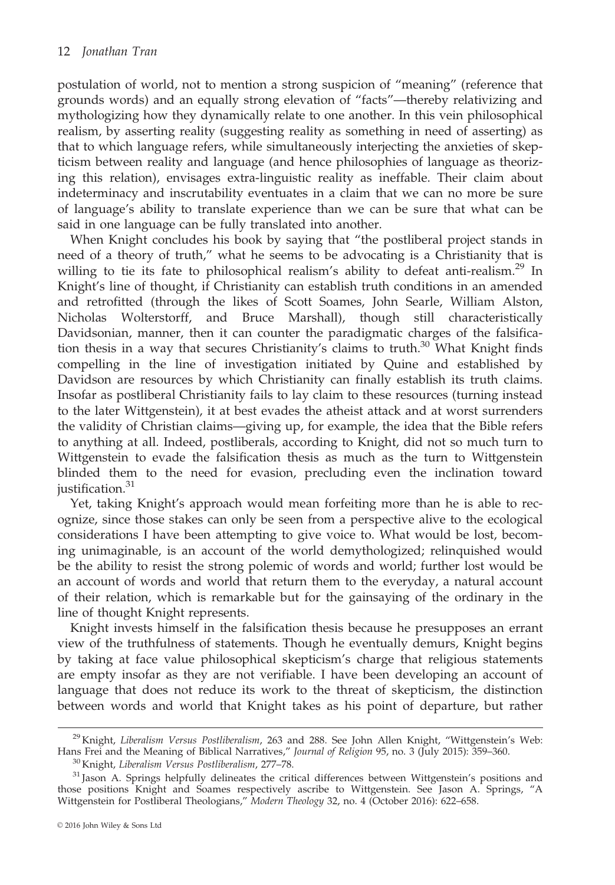postulation of world, not to mention a strong suspicion of "meaning" (reference that grounds words) and an equally strong elevation of "facts"—thereby relativizing and mythologizing how they dynamically relate to one another. In this vein philosophical realism, by asserting reality (suggesting reality as something in need of asserting) as that to which language refers, while simultaneously interjecting the anxieties of skepticism between reality and language (and hence philosophies of language as theorizing this relation), envisages extra-linguistic reality as ineffable. Their claim about indeterminacy and inscrutability eventuates in a claim that we can no more be sure of language's ability to translate experience than we can be sure that what can be said in one language can be fully translated into another.

When Knight concludes his book by saying that "the postliberal project stands in need of a theory of truth," what he seems to be advocating is a Christianity that is willing to tie its fate to philosophical realism's ability to defeat anti-realism.[29] In Knight's line of thought, if Christianity can establish truth conditions in an amended and retrofitted (through the likes of Scott Soames, John Searle, William Alston, Nicholas Wolterstorff, and Bruce Marshall), though still characteristically Davidsonian, manner, then it can counter the paradigmatic charges of the falsification thesis in a way that secures Christianity's claims to truth.[30] What Knight finds compelling in the line of investigation initiated by Quine and established by Davidson are resources by which Christianity can finally establish its truth claims. Insofar as postliberal Christianity fails to lay claim to these resources (turning instead to the later Wittgenstein), it at best evades the atheist attack and at worst surrenders the validity of Christian claims—giving up, for example, the idea that the Bible refers to anything at all. Indeed, postliberals, according to Knight, did not so much turn to Wittgenstein to evade the falsification thesis as much as the turn to Wittgenstein blinded them to the need for evasion, precluding even the inclination toward justification.[31]

Yet, taking Knight's approach would mean forfeiting more than he is able to recognize, since those stakes can only be seen from a perspective alive to the ecological considerations I have been attempting to give voice to. What would be lost, becoming unimaginable, is an account of the world demythologized; relinquished would be the ability to resist the strong polemic of words and world; further lost would be an account of words and world that return them to the everyday, a natural account of their relation, which is remarkable but for the gainsaying of the ordinary in the line of thought Knight represents.

Knight invests himself in the falsification thesis because he presupposes an errant view of the truthfulness of statements. Though he eventually demurs, Knight begins by taking at face value philosophical skepticism's charge that religious statements are empty insofar as they are not verifiable. I have been developing an account of language that does not reduce its work to the threat of skepticism, the distinction between words and world that Knight takes as his point of departure, but rather

---

[29] Knight, *Liberalism Versus Postliberalism*, 263 and 288. See John Allen Knight, "Wittgenstein's Web: Hans Frei and the Meaning of Biblical Narratives," *Journal of Religion* 95, no. 3 (July 2015): 359–360.

[30] Knight, *Liberalism Versus Postliberalism*, 277–78.

[31] Jason A. Springs helpfully delineates the critical differences between Wittgenstein's positions and those positions Knight and Soames respectively ascribe to Wittgenstein. See Jason A. Springs, "A Wittgenstein for Postliberal Theologians," *Modern Theology* 32, no. 4 (October 2016): 622–658.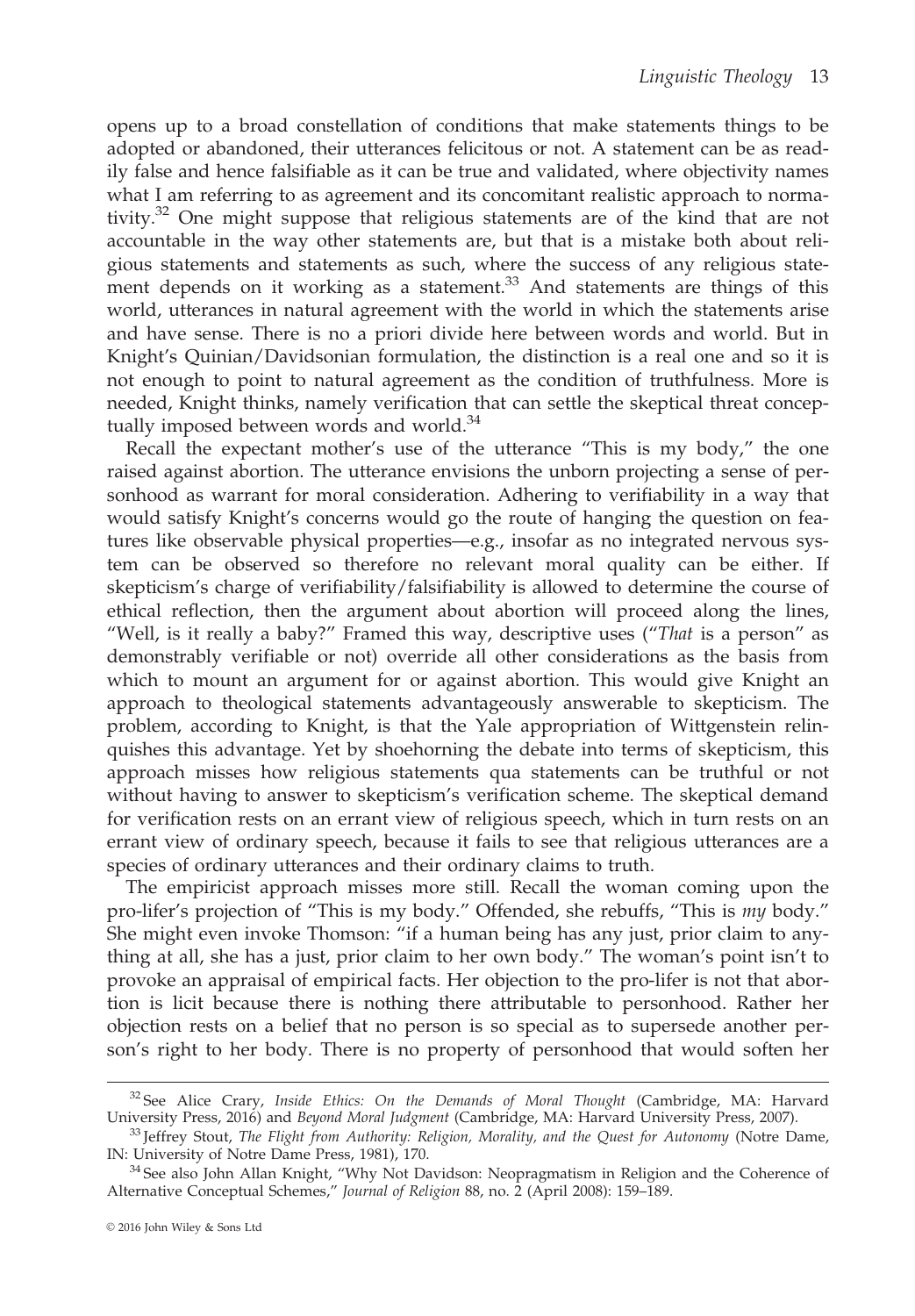opens up to a broad constellation of conditions that make statements things to be adopted or abandoned, their utterances felicitous or not. A statement can be as readily false and hence falsifiable as it can be true and validated, where objectivity names what I am referring to as agreement and its concomitant realistic approach to normativity.[32] One might suppose that religious statements are of the kind that are not accountable in the way other statements are, but that is a mistake both about religious statements and statements as such, where the success of any religious statement depends on it working as a statement.[33] And statements are things of this world, utterances in natural agreement with the world in which the statements arise and have sense. There is no a priori divide here between words and world. But in Knight's Quinian/Davidsonian formulation, the distinction is a real one and so it is not enough to point to natural agreement as the condition of truthfulness. More is needed, Knight thinks, namely verification that can settle the skeptical threat conceptually imposed between words and world.[34]

Recall the expectant mother's use of the utterance "This is my body," the one raised against abortion. The utterance envisions the unborn projecting a sense of personhood as warrant for moral consideration. Adhering to verifiability in a way that would satisfy Knight's concerns would go the route of hanging the question on features like observable physical properties—e.g., insofar as no integrated nervous system can be observed so therefore no relevant moral quality can be either. If skepticism's charge of verifiability/falsifiability is allowed to determine the course of ethical reflection, then the argument about abortion will proceed along the lines, "Well, is it really a baby?" Framed this way, descriptive uses ("*That* is a person" as demonstrably verifiable or not) override all other considerations as the basis from which to mount an argument for or against abortion. This would give Knight an approach to theological statements advantageously answerable to skepticism. The problem, according to Knight, is that the Yale appropriation of Wittgenstein relinquishes this advantage. Yet by shoehorning the debate into terms of skepticism, this approach misses how religious statements qua statements can be truthful or not without having to answer to skepticism's verification scheme. The skeptical demand for verification rests on an errant view of religious speech, which in turn rests on an errant view of ordinary speech, because it fails to see that religious utterances are a species of ordinary utterances and their ordinary claims to truth.

The empiricist approach misses more still. Recall the woman coming upon the pro-lifer's projection of "This is my body." Offended, she rebuffs, "This is *my* body." She might even invoke Thomson: "if a human being has any just, prior claim to anything at all, she has a just, prior claim to her own body." The woman's point isn't to provoke an appraisal of empirical facts. Her objection to the pro-lifer is not that abortion is licit because there is nothing there attributable to personhood. Rather her objection rests on a belief that no person is so special as to supersede another person's right to her body. There is no property of personhood that would soften her

---

[32] See Alice Crary, *Inside Ethics: On the Demands of Moral Thought* (Cambridge, MA: Harvard University Press, 2016) and *Beyond Moral Judgment* (Cambridge, MA: Harvard University Press, 2007).

[33] Jeffrey Stout, *The Flight from Authority: Religion, Morality, and the Quest for Autonomy* (Notre Dame, IN: University of Notre Dame Press, 1981), 170.

[34] See also John Allan Knight, "Why Not Davidson: Neopragmatism in Religion and the Coherence of Alternative Conceptual Schemes," *Journal of Religion* 88, no. 2 (April 2008): 159–189.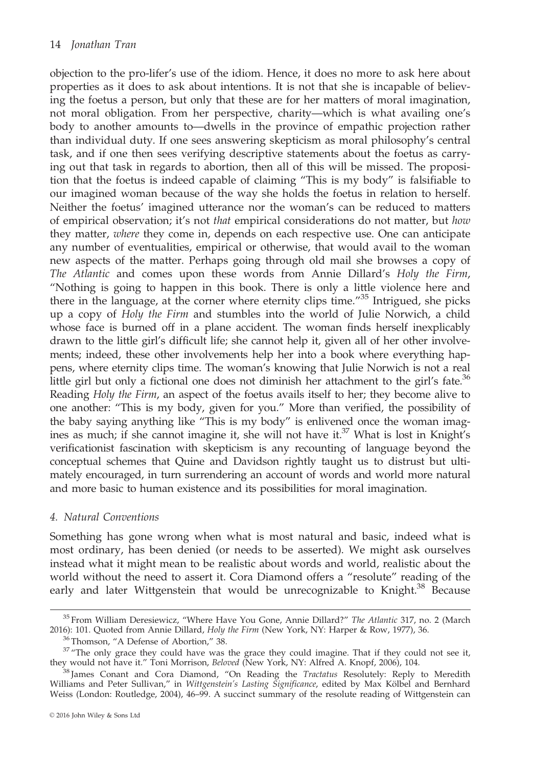objection to the pro-lifer's use of the idiom. Hence, it does no more to ask here about properties as it does to ask about intentions. It is not that she is incapable of believing the foetus a person, but only that these are for her matters of moral imagination, not moral obligation. From her perspective, charity—which is what availing one's body to another amounts to—dwells in the province of empathic projection rather than individual duty. If one sees answering skepticism as moral philosophy's central task, and if one then sees verifying descriptive statements about the foetus as carrying out that task in regards to abortion, then all of this will be missed. The proposition that the foetus is indeed capable of claiming "This is my body" is falsifiable to our imagined woman because of the way she holds the foetus in relation to herself. Neither the foetus' imagined utterance nor the woman's can be reduced to matters of empirical observation; it's not *that* empirical considerations do not matter, but *how* they matter, *where* they come in, depends on each respective use. One can anticipate any number of eventualities, empirical or otherwise, that would avail to the woman new aspects of the matter. Perhaps going through old mail she browses a copy of *The Atlantic* and comes upon these words from Annie Dillard's *Holy the Firm*, "Nothing is going to happen in this book. There is only a little violence here and there in the language, at the corner where eternity clips time."[35] Intrigued, she picks up a copy of *Holy the Firm* and stumbles into the world of Julie Norwich, a child whose face is burned off in a plane accident. The woman finds herself inexplicably drawn to the little girl's difficult life; she cannot help it, given all of her other involvements; indeed, these other involvements help her into a book where everything happens, where eternity clips time. The woman's knowing that Julie Norwich is not a real little girl but only a fictional one does not diminish her attachment to the girl's fate.[36] Reading *Holy the Firm*, an aspect of the foetus avails itself to her; they become alive to one another: "This is my body, given for you." More than verified, the possibility of the baby saying anything like "This is my body" is enlivened once the woman imagines as much; if she cannot imagine it, she will not have it.[37] What is lost in Knight's verificationist fascination with skepticism is any recounting of language beyond the conceptual schemes that Quine and Davidson rightly taught us to distrust but ultimately encouraged, in turn surrendering an account of words and world more natural and more basic to human existence and its possibilities for moral imagination.

### *4. Natural Conventions*

Something has gone wrong when what is most natural and basic, indeed what is most ordinary, has been denied (or needs to be asserted). We might ask ourselves instead what it might mean to be realistic about words and world, realistic about the world without the need to assert it. Cora Diamond offers a "resolute" reading of the early and later Wittgenstein that would be unrecognizable to Knight.[38] Because

---

[35] From William Deresiewicz, "Where Have You Gone, Annie Dillard?" *The Atlantic* 317, no. 2 (March 2016): 101. Quoted from Annie Dillard, *Holy the Firm* (New York, NY: Harper & Row, 1977), 36.

[36] Thomson, "A Defense of Abortion," 38.

[37] "The only grace they could have was the grace they could imagine. That if they could not see it, they would not have it." Toni Morrison, *Beloved* (New York, NY: Alfred A. Knopf, 2006), 104.

[38] James Conant and Cora Diamond, "On Reading the *Tractatus* Resolutely: Reply to Meredith Williams and Peter Sullivan," in *Wittgenstein's Lasting Significance*, edited by Max Kölbel and Bernhard Weiss (London: Routledge, 2004), 46–99. A succinct summary of the resolute reading of Wittgenstein can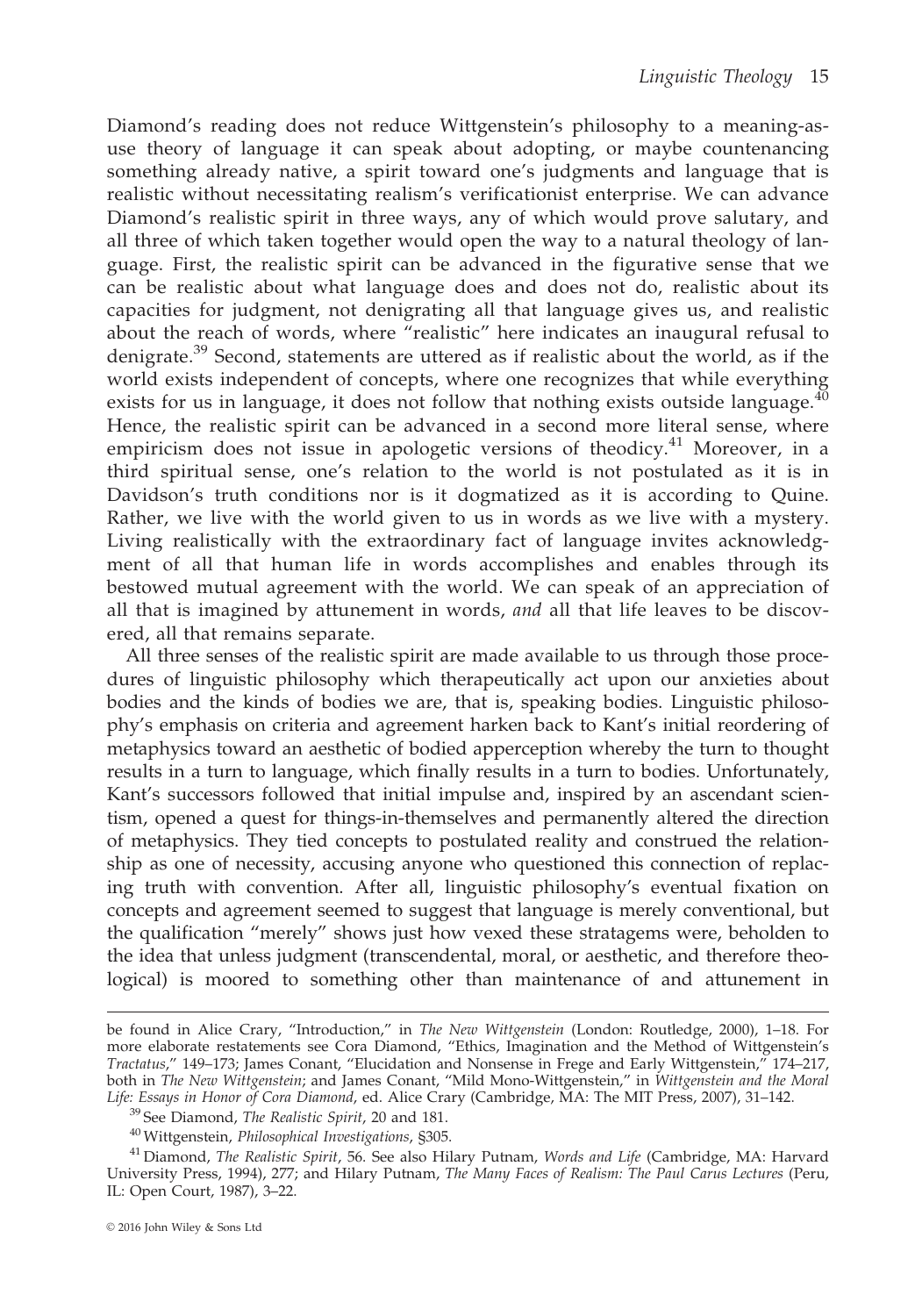Diamond's reading does not reduce Wittgenstein's philosophy to a meaning-as-use theory of language it can speak about adopting, or maybe countenancing something already native, a spirit toward one's judgments and language that is realistic without necessitating realism's verificationist enterprise. We can advance Diamond's realistic spirit in three ways, any of which would prove salutary, and all three of which taken together would open the way to a natural theology of language. First, the realistic spirit can be advanced in the figurative sense that we can be realistic about what language does and does not do, realistic about its capacities for judgment, not denigrating all that language gives us, and realistic about the reach of words, where "realistic" here indicates an inaugural refusal to denigrate.[39] Second, statements are uttered as if realistic about the world, as if the world exists independent of concepts, where one recognizes that while everything exists for us in language, it does not follow that nothing exists outside language.[40] Hence, the realistic spirit can be advanced in a second more literal sense, where empiricism does not issue in apologetic versions of theodicy.[41] Moreover, in a third spiritual sense, one's relation to the world is not postulated as it is in Davidson's truth conditions nor is it dogmatized as it is according to Quine. Rather, we live with the world given to us in words as we live with a mystery. Living realistically with the extraordinary fact of language invites acknowledgment of all that human life in words accomplishes and enables through its bestowed mutual agreement with the world. We can speak of an appreciation of all that is imagined by attunement in words, *and* all that life leaves to be discovered, all that remains separate.

All three senses of the realistic spirit are made available to us through those procedures of linguistic philosophy which therapeutically act upon our anxieties about bodies and the kinds of bodies we are, that is, speaking bodies. Linguistic philosophy's emphasis on criteria and agreement harken back to Kant's initial reordering of metaphysics toward an aesthetic of bodied apperception whereby the turn to thought results in a turn to language, which finally results in a turn to bodies. Unfortunately, Kant's successors followed that initial impulse and, inspired by an ascendant scientism, opened a quest for things-in-themselves and permanently altered the direction of metaphysics. They tied concepts to postulated reality and construed the relationship as one of necessity, accusing anyone who questioned this connection of replacing truth with convention. After all, linguistic philosophy's eventual fixation on concepts and agreement seemed to suggest that language is merely conventional, but the qualification "merely" shows just how vexed these stratagems were, beholden to the idea that unless judgment (transcendental, moral, or aesthetic, and therefore theological) is moored to something other than maintenance of and attunement in

---

be found in Alice Crary, "Introduction," in *The New Wittgenstein* (London: Routledge, 2000), 1–18. For more elaborate restatements see Cora Diamond, "Ethics, Imagination and the Method of Wittgenstein's *Tractatus*," 149–173; James Conant, "Elucidation and Nonsense in Frege and Early Wittgenstein," 174–217, both in *The New Wittgenstein*; and James Conant, "Mild Mono-Wittgenstein," in *Wittgenstein and the Moral Life: Essays in Honor of Cora Diamond*, ed. Alice Crary (Cambridge, MA: The MIT Press, 2007), 31–142.

[39] See Diamond, *The Realistic Spirit*, 20 and 181.

[40] Wittgenstein, *Philosophical Investigations*, §305.

[41] Diamond, *The Realistic Spirit*, 56. See also Hilary Putnam, *Words and Life* (Cambridge, MA: Harvard University Press, 1994), 277; and Hilary Putnam, *The Many Faces of Realism: The Paul Carus Lectures* (Peru, IL: Open Court, 1987), 3–22.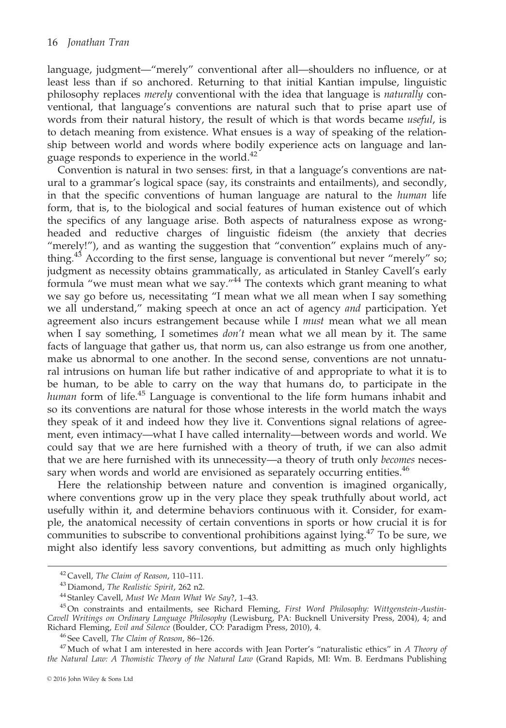language, judgment—"merely" conventional after all—shoulders no influence, or at least less than if so anchored. Returning to that initial Kantian impulse, linguistic philosophy replaces *merely* conventional with the idea that language is *naturally* conventional, that language's conventions are natural such that to prise apart use of words from their natural history, the result of which is that words became *useful*, is to detach meaning from existence. What ensues is a way of speaking of the relationship between world and words where bodily experience acts on language and language responds to experience in the world.[42]

Convention is natural in two senses: first, in that a language's conventions are natural to a grammar's logical space (say, its constraints and entailments), and secondly, in that the specific conventions of human language are natural to the *human* life form, that is, to the biological and social features of human existence out of which the specifics of any language arise. Both aspects of naturalness expose as wrongheaded and reductive charges of linguistic fideism (the anxiety that decries "merely!"), and as wanting the suggestion that "convention" explains much of anything.[43] According to the first sense, language is conventional but never "merely" so; judgment as necessity obtains grammatically, as articulated in Stanley Cavell's early formula "we must mean what we say."[44] The contexts which grant meaning to what we say go before us, necessitating "I mean what we all mean when I say something we all understand," making speech at once an act of agency *and* participation. Yet agreement also incurs estrangement because while I *must* mean what we all mean when I say something, I sometimes *don't* mean what we all mean by it. The same facts of language that gather us, that norm us, can also estrange us from one another, make us abnormal to one another. In the second sense, conventions are not unnatural intrusions on human life but rather indicative of and appropriate to what it is to be human, to be able to carry on the way that humans do, to participate in the *human* form of life.[45] Language is conventional to the life form humans inhabit and so its conventions are natural for those whose interests in the world match the ways they speak of it and indeed how they live it. Conventions signal relations of agreement, even intimacy—what I have called internality—between words and world. We could say that we are here furnished with a theory of truth, if we can also admit that we are here furnished with its unnecessity—a theory of truth only *becomes* necessary when words and world are envisioned as separately occurring entities.[46]

Here the relationship between nature and convention is imagined organically, where conventions grow up in the very place they speak truthfully about world, act usefully within it, and determine behaviors continuous with it. Consider, for example, the anatomical necessity of certain conventions in sports or how crucial it is for communities to subscribe to conventional prohibitions against lying.[47] To be sure, we might also identify less savory conventions, but admitting as much only highlights

---

[42] Cavell, *The Claim of Reason*, 110–111.

[43] Diamond, *The Realistic Spirit*, 262 n2.

[44] Stanley Cavell, *Must We Mean What We Say?*, 1–43.

[45] On constraints and entailments, see Richard Fleming, *First Word Philosophy: Wittgenstein-Austin-Cavell Writings on Ordinary Language Philosophy* (Lewisburg, PA: Bucknell University Press, 2004), 4; and Richard Fleming, *Evil and Silence* (Boulder, CO: Paradigm Press, 2010), 4.

[46] See Cavell, *The Claim of Reason*, 86–126.

[47] Much of what I am interested in here accords with Jean Porter's "naturalistic ethics" in *A Theory of the Natural Law: A Thomistic Theory of the Natural Law* (Grand Rapids, MI: Wm. B. Eerdmans Publishing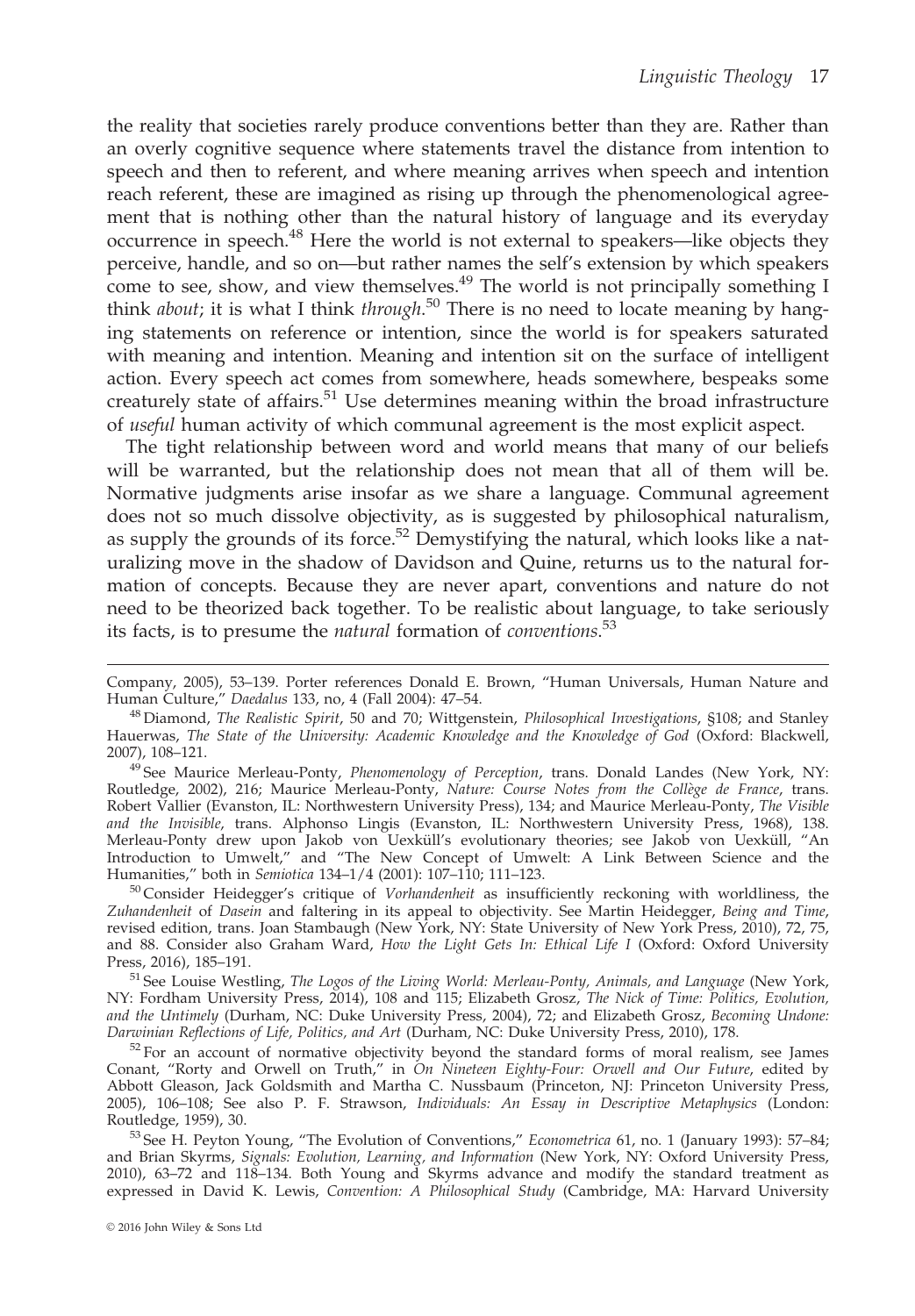the reality that societies rarely produce conventions better than they are. Rather than an overly cognitive sequence where statements travel the distance from intention to speech and then to referent, and where meaning arrives when speech and intention reach referent, these are imagined as rising up through the phenomenological agreement that is nothing other than the natural history of language and its everyday occurrence in speech.[48] Here the world is not external to speakers—like objects they perceive, handle, and so on—but rather names the self's extension by which speakers come to see, show, and view themselves.[49] The world is not principally something I think *about*; it is what I think *through*.[50] There is no need to locate meaning by hanging statements on reference or intention, since the world is for speakers saturated with meaning and intention. Meaning and intention sit on the surface of intelligent action. Every speech act comes from somewhere, heads somewhere, bespeaks some creaturely state of affairs.[51] Use determines meaning within the broad infrastructure of *useful* human activity of which communal agreement is the most explicit aspect.

The tight relationship between word and world means that many of our beliefs will be warranted, but the relationship does not mean that all of them will be. Normative judgments arise insofar as we share a language. Communal agreement does not so much dissolve objectivity, as is suggested by philosophical naturalism, as supply the grounds of its force.[52] Demystifying the natural, which looks like a naturalizing move in the shadow of Davidson and Quine, returns us to the natural formation of concepts. Because they are never apart, conventions and nature do not need to be theorized back together. To be realistic about language, to take seriously its facts, is to presume the *natural* formation of *conventions*.[53]

---

Company, 2005), 53–139. Porter references Donald E. Brown, "Human Universals, Human Nature and Human Culture," *Daedalus* 133, no, 4 (Fall 2004): 47–54.

[48] Diamond, *The Realistic Spirit*, 50 and 70; Wittgenstein, *Philosophical Investigations*, §108; and Stanley Hauerwas, *The State of the University: Academic Knowledge and the Knowledge of God* (Oxford: Blackwell, 2007), 108–121.

[49] See Maurice Merleau-Ponty, *Phenomenology of Perception*, trans. Donald Landes (New York, NY: Routledge, 2002), 216; Maurice Merleau-Ponty, *Nature: Course Notes from the Collège de France*, trans. Robert Vallier (Evanston, IL: Northwestern University Press), 134; and Maurice Merleau-Ponty, *The Visible and the Invisible*, trans. Alphonso Lingis (Evanston, IL: Northwestern University Press, 1968), 138. Merleau-Ponty drew upon Jakob von Uexküll's evolutionary theories; see Jakob von Uexküll, "An Introduction to Umwelt," and "The New Concept of Umwelt: A Link Between Science and the Humanities," both in *Semiotica* 134–1/4 (2001): 107–110; 111–123.

[50] Consider Heidegger's critique of *Vorhandenheit* as insufficiently reckoning with worldliness, the *Zuhandenheit* of *Dasein* and faltering in its appeal to objectivity. See Martin Heidegger, *Being and Time*, revised edition, trans. Joan Stambaugh (New York, NY: State University of New York Press, 2010), 72, 75, and 88. Consider also Graham Ward, *How the Light Gets In: Ethical Life I* (Oxford: Oxford University Press, 2016), 185–191.

[51] See Louise Westling, *The Logos of the Living World: Merleau-Ponty, Animals, and Language* (New York, NY: Fordham University Press, 2014), 108 and 115; Elizabeth Grosz, *The Nick of Time: Politics, Evolution, and the Untimely* (Durham, NC: Duke University Press, 2004), 72; and Elizabeth Grosz, *Becoming Undone: Darwinian Reflections of Life, Politics, and Art* (Durham, NC: Duke University Press, 2010), 178.

[52] For an account of normative objectivity beyond the standard forms of moral realism, see James Conant, "Rorty and Orwell on Truth," in *On Nineteen Eighty-Four: Orwell and Our Future*, edited by Abbott Gleason, Jack Goldsmith and Martha C. Nussbaum (Princeton, NJ: Princeton University Press, 2005), 106–108; See also P. F. Strawson, *Individuals: An Essay in Descriptive Metaphysics* (London: Routledge, 1959), 30.

[53] See H. Peyton Young, "The Evolution of Conventions," *Econometrica* 61, no. 1 (January 1993): 57–84; and Brian Skyrms, *Signals: Evolution, Learning, and Information* (New York, NY: Oxford University Press, 2010), 63–72 and 118–134. Both Young and Skyrms advance and modify the standard treatment as expressed in David K. Lewis, *Convention: A Philosophical Study* (Cambridge, MA: Harvard University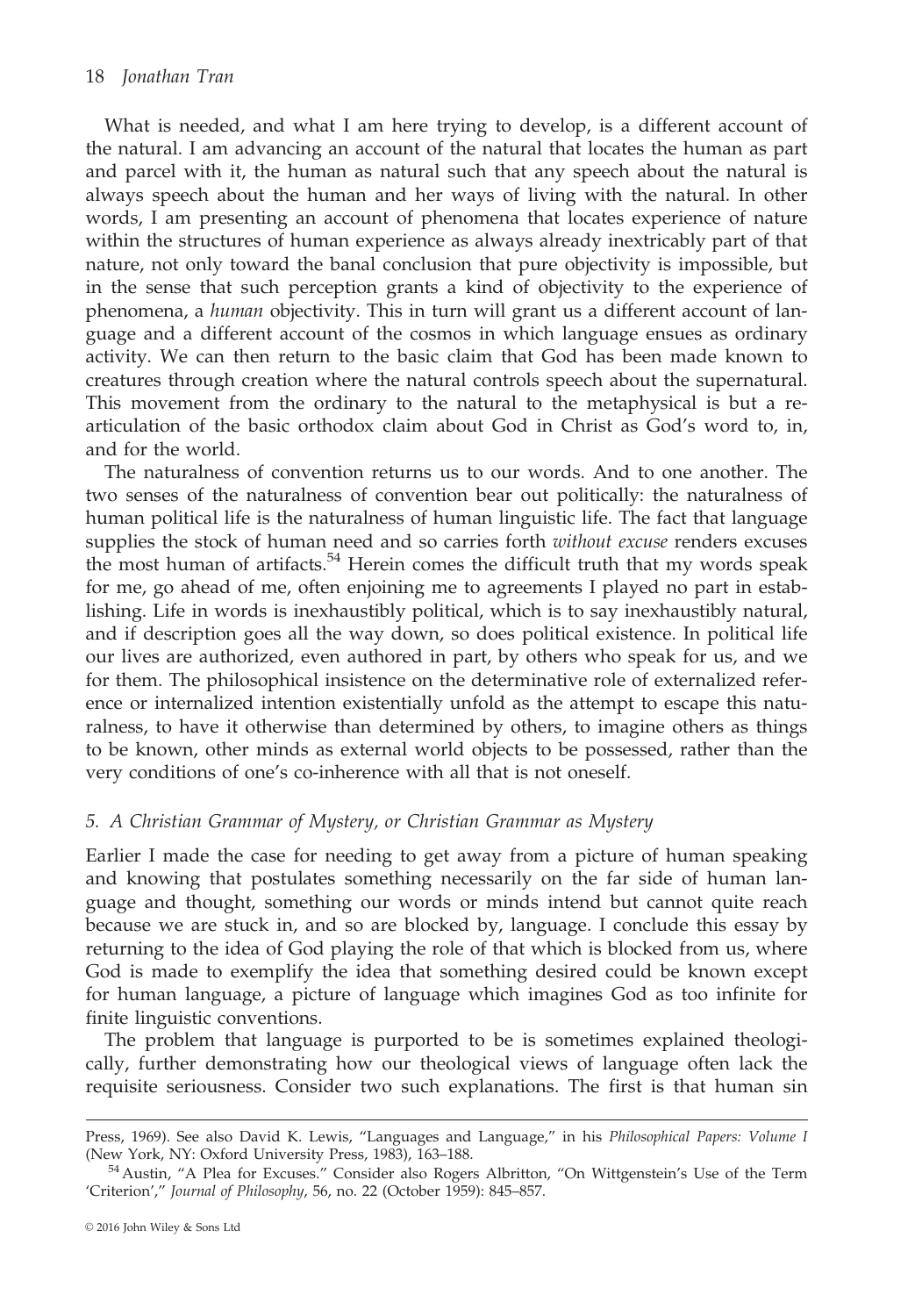What is needed, and what I am here trying to develop, is a different account of the natural. I am advancing an account of the natural that locates the human as part and parcel with it, the human as natural such that any speech about the natural is always speech about the human and her ways of living with the natural. In other words, I am presenting an account of phenomena that locates experience of nature within the structures of human experience as always already inextricably part of that nature, not only toward the banal conclusion that pure objectivity is impossible, but in the sense that such perception grants a kind of objectivity to the experience of phenomena, a *human* objectivity. This in turn will grant us a different account of language and a different account of the cosmos in which language ensues as ordinary activity. We can then return to the basic claim that God has been made known to creatures through creation where the natural controls speech about the supernatural. This movement from the ordinary to the natural to the metaphysical is but a re-articulation of the basic orthodox claim about God in Christ as God's word to, in, and for the world.

The naturalness of convention returns us to our words. And to one another. The two senses of the naturalness of convention bear out politically: the naturalness of human political life is the naturalness of human linguistic life. The fact that language supplies the stock of human need and so carries forth *without excuse* renders excuses the most human of artifacts.[54] Herein comes the difficult truth that my words speak for me, go ahead of me, often enjoining me to agreements I played no part in establishing. Life in words is inexhaustibly political, which is to say inexhaustibly natural, and if description goes all the way down, so does political existence. In political life our lives are authorized, even authored in part, by others who speak for us, and we for them. The philosophical insistence on the determinative role of externalized reference or internalized intention existentially unfold as the attempt to escape this naturalness, to have it otherwise than determined by others, to imagine others as things to be known, other minds as external world objects to be possessed, rather than the very conditions of one's co-inherence with all that is not oneself.

### *5. A Christian Grammar of Mystery, or Christian Grammar as Mystery*

Earlier I made the case for needing to get away from a picture of human speaking and knowing that postulates something necessarily on the far side of human language and thought, something our words or minds intend but cannot quite reach because we are stuck in, and so are blocked by, language. I conclude this essay by returning to the idea of God playing the role of that which is blocked from us, where God is made to exemplify the idea that something desired could be known except for human language, a picture of language which imagines God as too infinite for finite linguistic conventions.

The problem that language is purported to be is sometimes explained theologically, further demonstrating how our theological views of language often lack the requisite seriousness. Consider two such explanations. The first is that human sin

---

Press, 1969). See also David K. Lewis, "Languages and Language," in his *Philosophical Papers: Volume I* (New York, NY: Oxford University Press, 1983), 163–188.

[54] Austin, "A Plea for Excuses." Consider also Rogers Albritton, "On Wittgenstein's Use of the Term 'Criterion'," *Journal of Philosophy*, 56, no. 22 (October 1959): 845–857.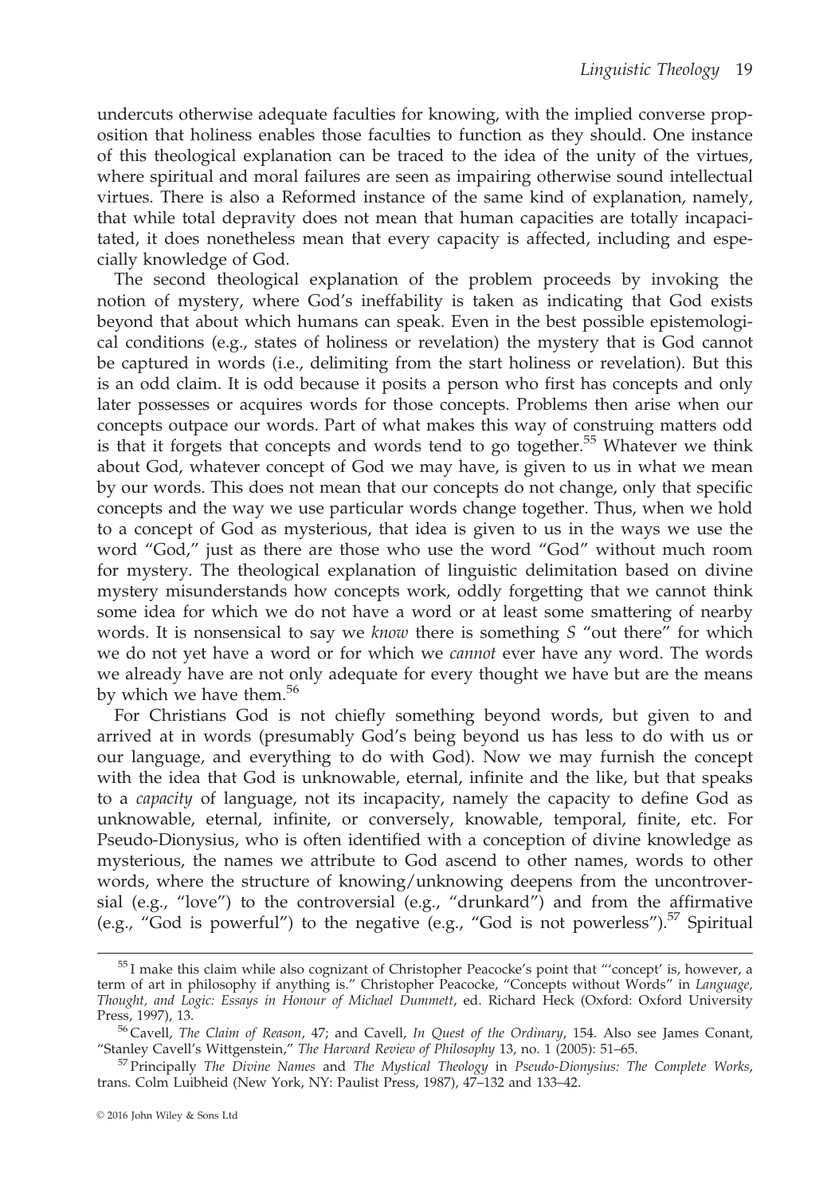undercuts otherwise adequate faculties for knowing, with the implied converse proposition that holiness enables those faculties to function as they should. One instance of this theological explanation can be traced to the idea of the unity of the virtues, where spiritual and moral failures are seen as impairing otherwise sound intellectual virtues. There is also a Reformed instance of the same kind of explanation, namely, that while total depravity does not mean that human capacities are totally incapacitated, it does nonetheless mean that every capacity is affected, including and especially knowledge of God.

The second theological explanation of the problem proceeds by invoking the notion of mystery, where God's ineffability is taken as indicating that God exists beyond that about which humans can speak. Even in the best possible epistemological conditions (e.g., states of holiness or revelation) the mystery that is God cannot be captured in words (i.e., delimiting from the start holiness or revelation). But this is an odd claim. It is odd because it posits a person who first has concepts and only later possesses or acquires words for those concepts. Problems then arise when our concepts outpace our words. Part of what makes this way of construing matters odd is that it forgets that concepts and words tend to go together.[55] Whatever we think about God, whatever concept of God we may have, is given to us in what we mean by our words. This does not mean that our concepts do not change, only that specific concepts and the way we use particular words change together. Thus, when we hold to a concept of God as mysterious, that idea is given to us in the ways we use the word "God," just as there are those who use the word "God" without much room for mystery. The theological explanation of linguistic delimitation based on divine mystery misunderstands how concepts work, oddly forgetting that we cannot think some idea for which we do not have a word or at least some smattering of nearby words. It is nonsensical to say we *know* there is something *S* "out there" for which we do not yet have a word or for which we *cannot* ever have any word. The words we already have are not only adequate for every thought we have but are the means by which we have them.[56]

For Christians God is not chiefly something beyond words, but given to and arrived at in words (presumably God's being beyond us has less to do with us or our language, and everything to do with God). Now we may furnish the concept with the idea that God is unknowable, eternal, infinite and the like, but that speaks to a *capacity* of language, not its incapacity, namely the capacity to define God as unknowable, eternal, infinite, or conversely, knowable, temporal, finite, etc. For Pseudo-Dionysius, who is often identified with a conception of divine knowledge as mysterious, the names we attribute to God ascend to other names, words to other words, where the structure of knowing/unknowing deepens from the uncontroversial (e.g., "love") to the controversial (e.g., "drunkard") and from the affirmative (e.g., "God is powerful") to the negative (e.g., "God is not powerless").[57] Spiritual

---

[55] I make this claim while also cognizant of Christopher Peacocke's point that "'concept' is, however, a term of art in philosophy if anything is." Christopher Peacocke, "Concepts without Words" in *Language, Thought, and Logic: Essays in Honour of Michael Dummett*, ed. Richard Heck (Oxford: Oxford University Press, 1997), 13.

[56] Cavell, *The Claim of Reason*, 47; and Cavell, *In Quest of the Ordinary*, 154. Also see James Conant, "Stanley Cavell's Wittgenstein," *The Harvard Review of Philosophy* 13, no. 1 (2005): 51–65.

[57] Principally *The Divine Names* and *The Mystical Theology* in *Pseudo-Dionysius: The Complete Works*, trans. Colm Luibheid (New York, NY: Paulist Press, 1987), 47–132 and 133–42.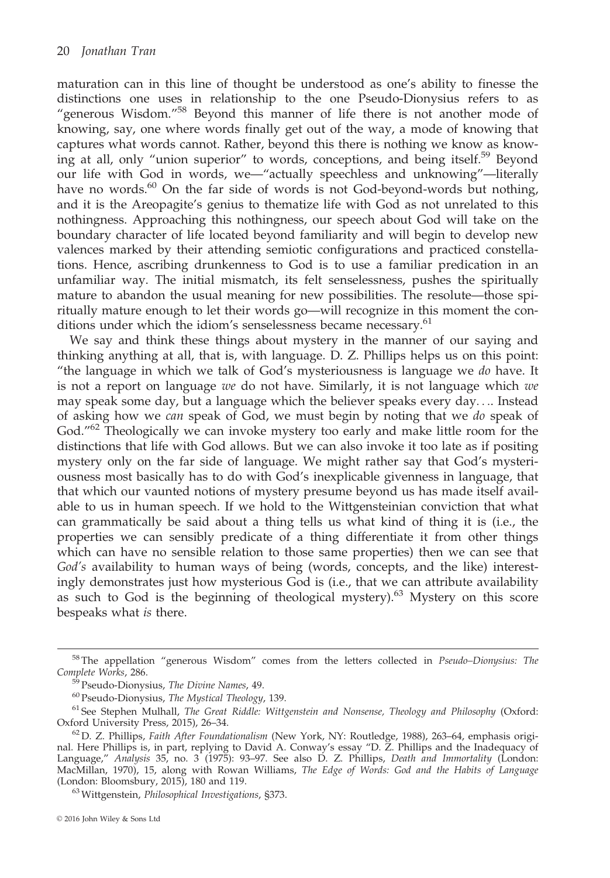maturation can in this line of thought be understood as one's ability to finesse the distinctions one uses in relationship to the one Pseudo-Dionysius refers to as "generous Wisdom."[58] Beyond this manner of life there is not another mode of knowing, say, one where words finally get out of the way, a mode of knowing that captures what words cannot. Rather, beyond this there is nothing we know as knowing at all, only "union superior" to words, conceptions, and being itself.[59] Beyond our life with God in words, we—"actually speechless and unknowing"—literally have no words.[60] On the far side of words is not God-beyond-words but nothing, and it is the Areopagite's genius to thematize life with God as not unrelated to this nothingness. Approaching this nothingness, our speech about God will take on the boundary character of life located beyond familiarity and will begin to develop new valences marked by their attending semiotic configurations and practiced constellations. Hence, ascribing drunkenness to God is to use a familiar predication in an unfamiliar way. The initial mismatch, its felt senselessness, pushes the spiritually mature to abandon the usual meaning for new possibilities. The resolute—those spiritually mature enough to let their words go—will recognize in this moment the conditions under which the idiom's senselessness became necessary.[61]

We say and think these things about mystery in the manner of our saying and thinking anything at all, that is, with language. D. Z. Phillips helps us on this point: "the language in which we talk of God's mysteriousness is language we *do* have. It is not a report on language *we* do not have. Similarly, it is not language which *we* may speak some day, but a language which the believer speaks every day. . .. Instead of asking how we *can* speak of God, we must begin by noting that we *do* speak of God."[62] Theologically we can invoke mystery too early and make little room for the distinctions that life with God allows. But we can also invoke it too late as if positing mystery only on the far side of language. We might rather say that God's mysteriousness most basically has to do with God's inexplicable givenness in language, that that which our vaunted notions of mystery presume beyond us has made itself available to us in human speech. If we hold to the Wittgensteinian conviction that what can grammatically be said about a thing tells us what kind of thing it is (i.e., the properties we can sensibly predicate of a thing differentiate it from other things which can have no sensible relation to those same properties) then we can see that *God's* availability to human ways of being (words, concepts, and the like) interestingly demonstrates just how mysterious God is (i.e., that we can attribute availability as such to God is the beginning of theological mystery).[63] Mystery on this score bespeaks what *is* there.

---

[58] The appellation "generous Wisdom" comes from the letters collected in *Pseudo–Dionysius: The Complete Works*, 286.

[59] Pseudo-Dionysius, *The Divine Names*, 49.

[60] Pseudo-Dionysius, *The Mystical Theology*, 139.

[61] See Stephen Mulhall, *The Great Riddle: Wittgenstein and Nonsense, Theology and Philosophy* (Oxford: Oxford University Press, 2015), 26–34.

[62] D. Z. Phillips, *Faith After Foundationalism* (New York, NY: Routledge, 1988), 263–64, emphasis original. Here Phillips is, in part, replying to David A. Conway's essay "D. Z. Phillips and the Inadequacy of Language," *Analysis* 35, no. 3 (1975): 93–97. See also D. Z. Phillips, *Death and Immortality* (London: MacMillan, 1970), 15, along with Rowan Williams, *The Edge of Words: God and the Habits of Language* (London: Bloomsbury, 2015), 180 and 119.

[63] Wittgenstein, *Philosophical Investigations*, §373.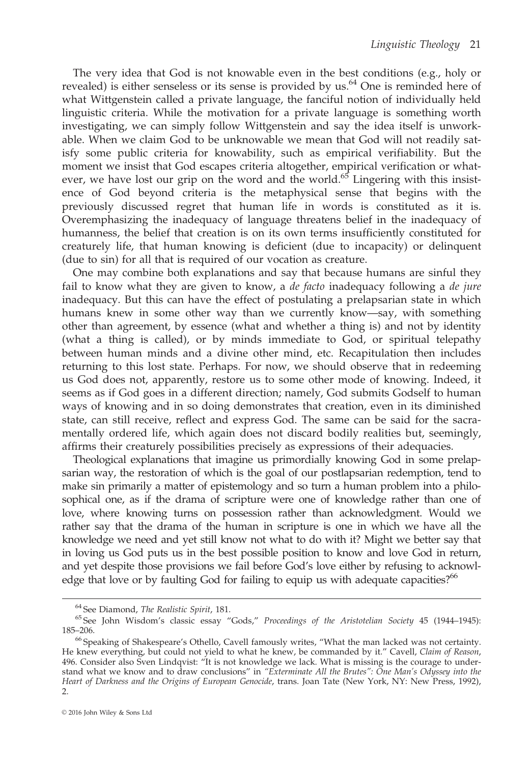The very idea that God is not knowable even in the best conditions (e.g., holy or revealed) is either senseless or its sense is provided by us.[64] One is reminded here of what Wittgenstein called a private language, the fanciful notion of individually held linguistic criteria. While the motivation for a private language is something worth investigating, we can simply follow Wittgenstein and say the idea itself is unworkable. When we claim God to be unknowable we mean that God will not readily satisfy some public criteria for knowability, such as empirical verifiability. But the moment we insist that God escapes criteria altogether, empirical verification or whatever, we have lost our grip on the word and the world.[65] Lingering with this insistence of God beyond criteria is the metaphysical sense that begins with the previously discussed regret that human life in words is constituted as it is. Overemphasizing the inadequacy of language threatens belief in the inadequacy of humanness, the belief that creation is on its own terms insufficiently constituted for creaturely life, that human knowing is deficient (due to incapacity) or delinquent (due to sin) for all that is required of our vocation as creature.

One may combine both explanations and say that because humans are sinful they fail to know what they are given to know, a *de facto* inadequacy following a *de jure* inadequacy. But this can have the effect of postulating a prelapsarian state in which humans knew in some other way than we currently know—say, with something other than agreement, by essence (what and whether a thing is) and not by identity (what a thing is called), or by minds immediate to God, or spiritual telepathy between human minds and a divine other mind, etc. Recapitulation then includes returning to this lost state. Perhaps. For now, we should observe that in redeeming us God does not, apparently, restore us to some other mode of knowing. Indeed, it seems as if God goes in a different direction; namely, God submits Godself to human ways of knowing and in so doing demonstrates that creation, even in its diminished state, can still receive, reflect and express God. The same can be said for the sacramentally ordered life, which again does not discard bodily realities but, seemingly, affirms their creaturely possibilities precisely as expressions of their adequacies.

Theological explanations that imagine us primordially knowing God in some prelapsarian way, the restoration of which is the goal of our postlapsarian redemption, tend to make sin primarily a matter of epistemology and so turn a human problem into a philosophical one, as if the drama of scripture were one of knowledge rather than one of love, where knowing turns on possession rather than acknowledgment. Would we rather say that the drama of the human in scripture is one in which we have all the knowledge we need and yet still know not what to do with it? Might we better say that in loving us God puts us in the best possible position to know and love God in return, and yet despite those provisions we fail before God's love either by refusing to acknowledge that love or by faulting God for failing to equip us with adequate capacities?[66]

---

[64] See Diamond, *The Realistic Spirit*, 181.

[65] See John Wisdom's classic essay "Gods," *Proceedings of the Aristotelian Society* 45 (1944–1945): 185–206.

[66] Speaking of Shakespeare's Othello, Cavell famously writes, "What the man lacked was not certainty. He knew everything, but could not yield to what he knew, be commanded by it." Cavell, *Claim of Reason*, 496. Consider also Sven Lindqvist: "It is not knowledge we lack. What is missing is the courage to understand what we know and to draw conclusions" in *"Exterminate All the Brutes": One Man's Odyssey into the Heart of Darkness and the Origins of European Genocide*, trans. Joan Tate (New York, NY: New Press, 1992), 2.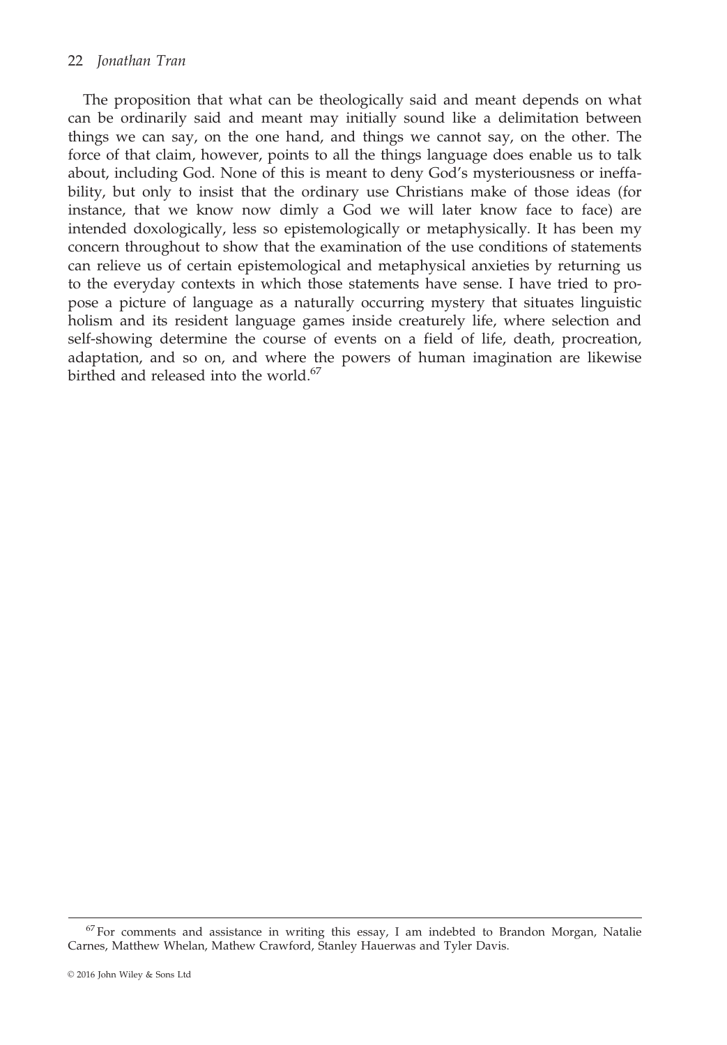The proposition that what can be theologically said and meant depends on what can be ordinarily said and meant may initially sound like a delimitation between things we can say, on the one hand, and things we cannot say, on the other. The force of that claim, however, points to all the things language does enable us to talk about, including God. None of this is meant to deny God's mysteriousness or ineffability, but only to insist that the ordinary use Christians make of those ideas (for instance, that we know now dimly a God we will later know face to face) are intended doxologically, less so epistemologically or metaphysically. It has been my concern throughout to show that the examination of the use conditions of statements can relieve us of certain epistemological and metaphysical anxieties by returning us to the everyday contexts in which those statements have sense. I have tried to propose a picture of language as a naturally occurring mystery that situates linguistic holism and its resident language games inside creaturely life, where selection and self-showing determine the course of events on a field of life, death, procreation, adaptation, and so on, and where the powers of human imagination are likewise birthed and released into the world.[67]

[67] For comments and assistance in writing this essay, I am indebted to Brandon Morgan, Natalie Carnes, Matthew Whelan, Mathew Crawford, Stanley Hauerwas and Tyler Davis.

© 2016 John Wiley & Sons Ltd